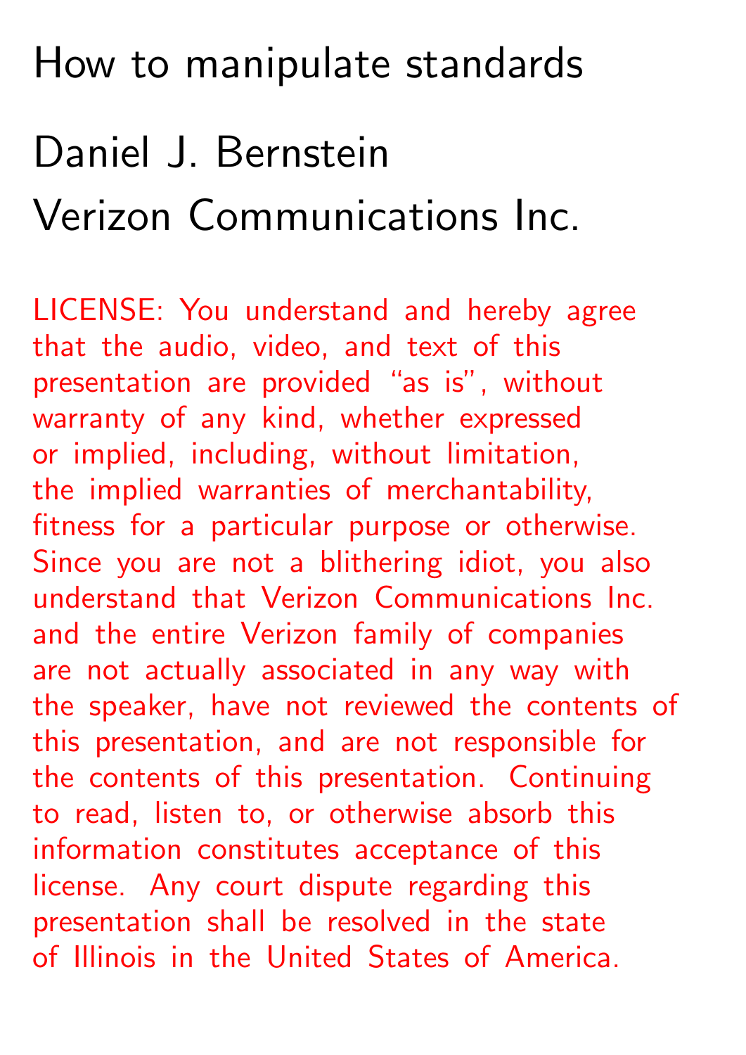# How to manipulate standards

Daniel J. Bernstein

Verizon Communications Inc.

LICENSE: You understand and hereby agree that the audio, video, and text of this presentation are provided "as is", without warranty of any kind, whether expressed or implied, including, without limitation, the implied warranties of merchantability, fitness for a particular purpose or otherwise. Since you are not a blithering idiot, you also understand that Verizon Communications Inc. and the entire Verizon family of companies are not actually associated in any way with the speaker, have not reviewed the contents of this presentation, and are not responsible for the contents of this presentation. Continuing to read, listen to, or otherwise absorb this information constitutes acceptance of this license. Any court dispute regarding this presentation shall be resolved in the state of Illinois in the United States of America.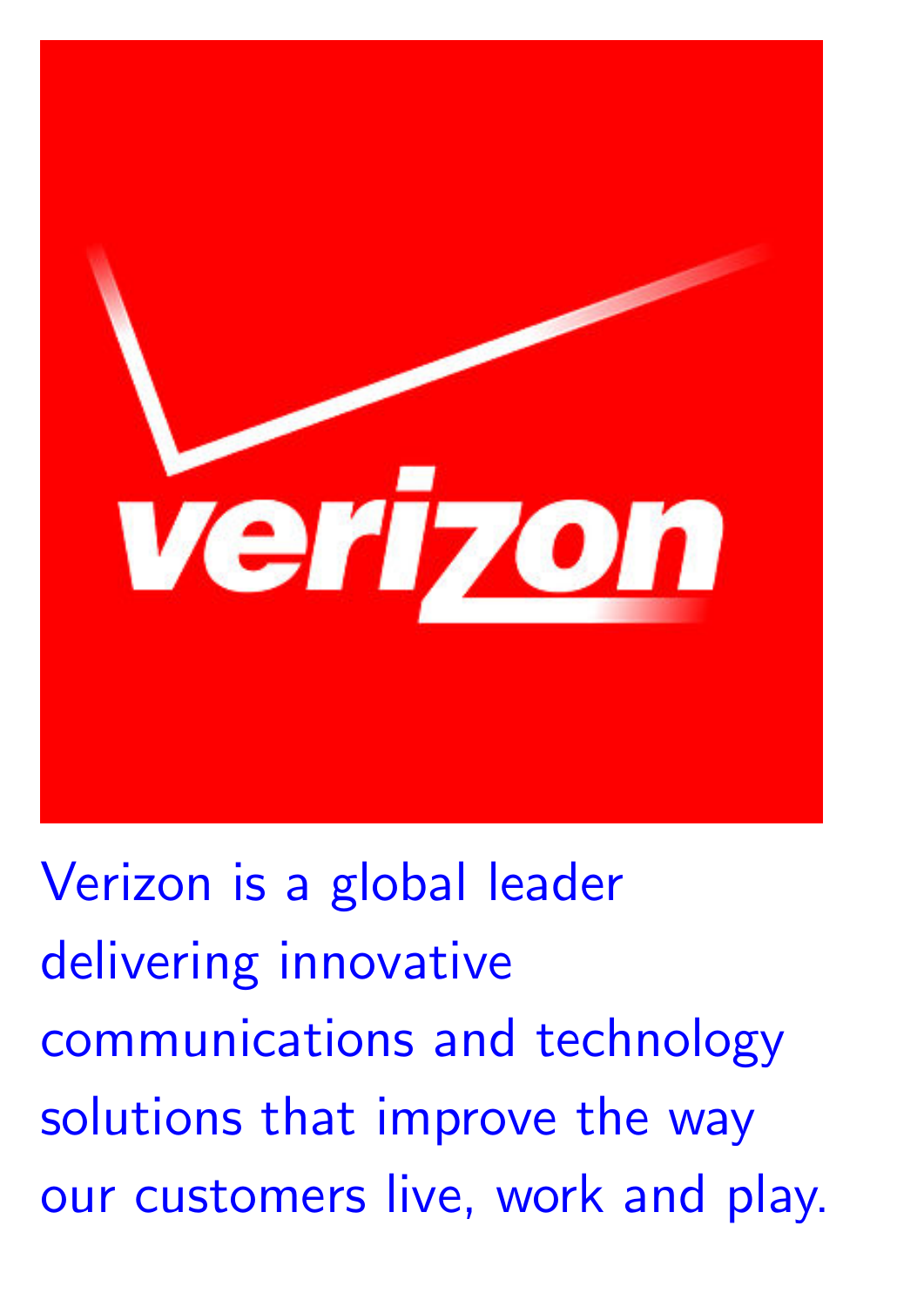verizon

Verizon is a global leader delivering innovative communications and technology solutions that improve the way our customers live, work and play.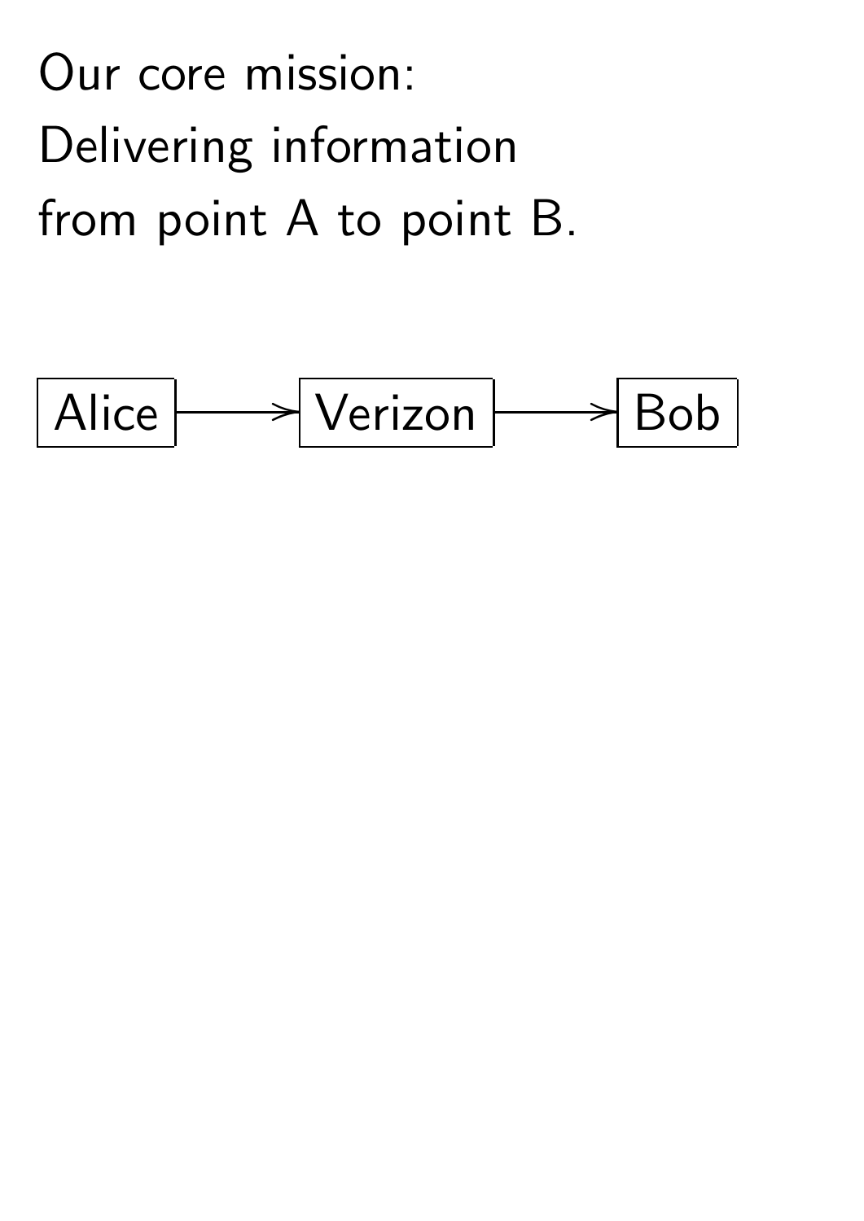Our core mission:
Delivering information
from point A to point B.

Alice → Verizon → Bob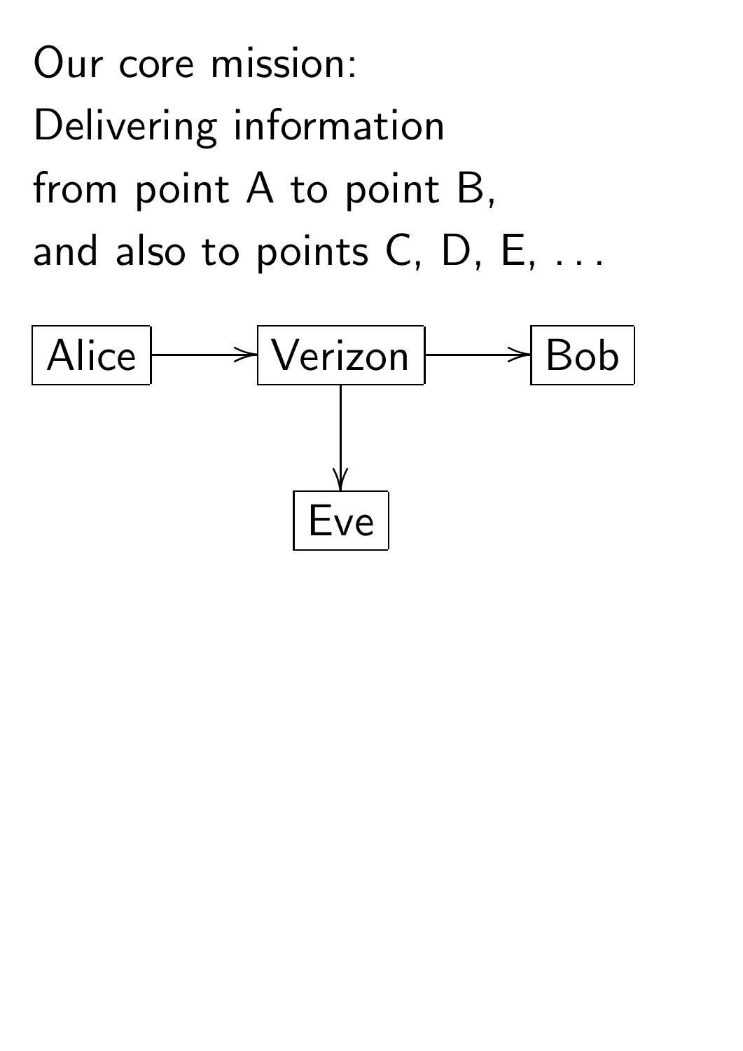Our core mission:

Delivering information

from point A to point B,

and also to points C, D, E, . . .

Alice → Verizon → Bob

Verizon → Eve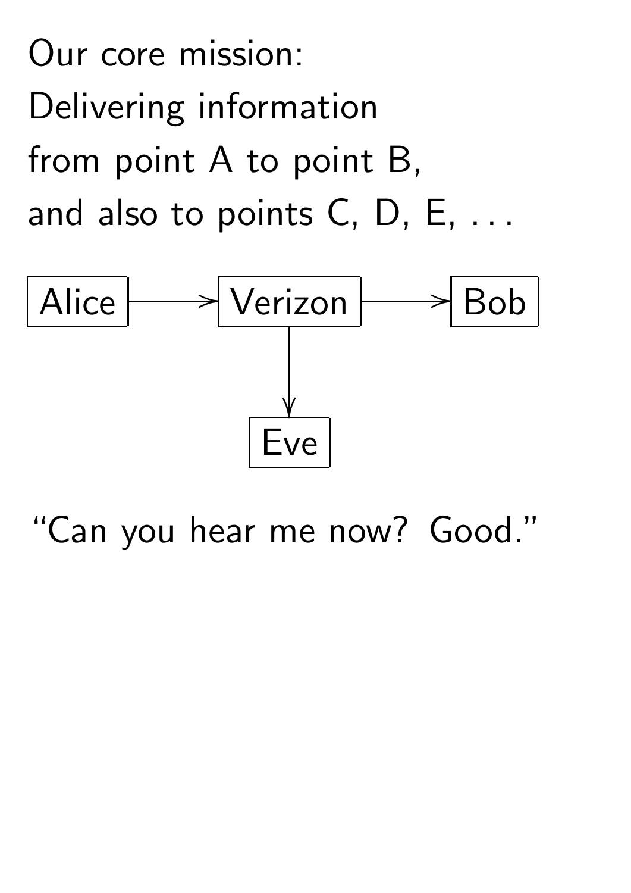Our core mission:

Delivering information

from point A to point B,

and also to points C, D, E, . . .

```
Alice ──> Verizon ──> Bob
             │
             v
            Eve
```

"Can you hear me now? Good."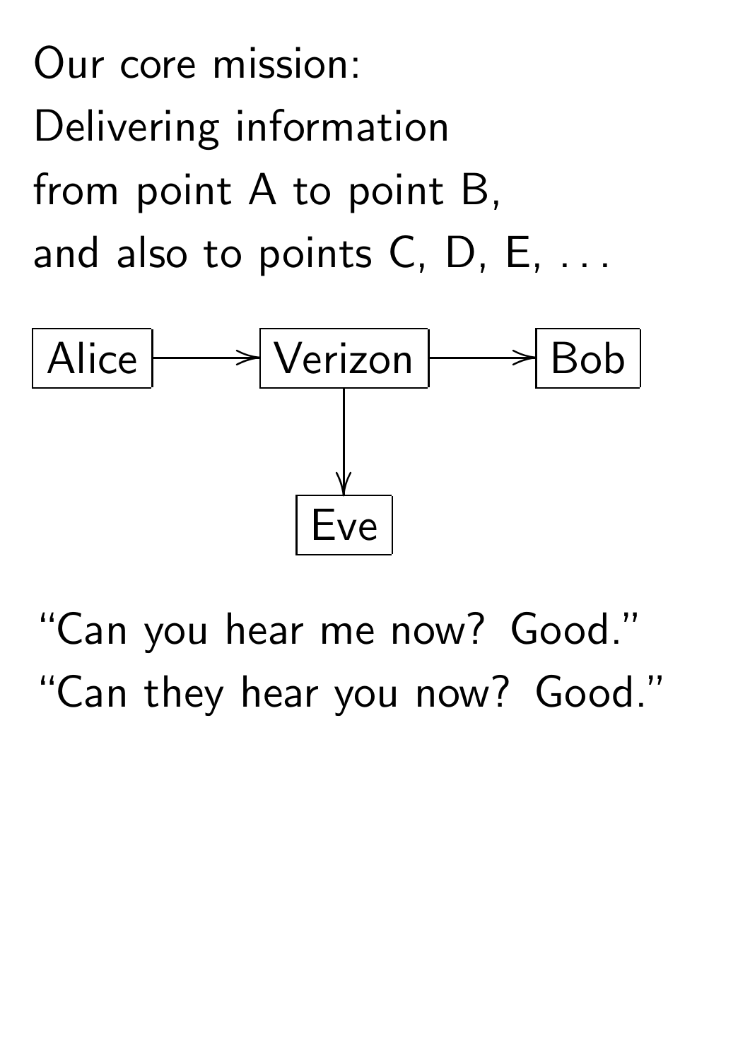Our core mission:
Delivering information
from point A to point B,
and also to points C, D, E, . . .

```
Alice ───> Verizon ───> Bob
              │
              v
             Eve
```

"Can you hear me now? Good."
"Can they hear you now? Good."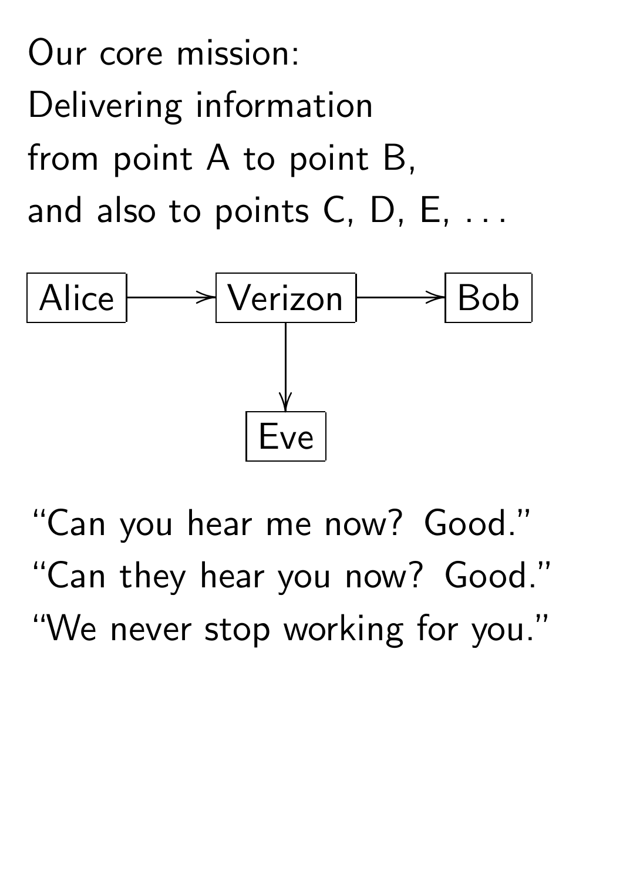Our core mission:
Delivering information
from point A to point B,
and also to points C, D, E, . . .

```
Alice ───> Verizon ───> Bob
              │
              v
             Eve
```

"Can you hear me now? Good."
"Can they hear you now? Good."
"We never stop working for you."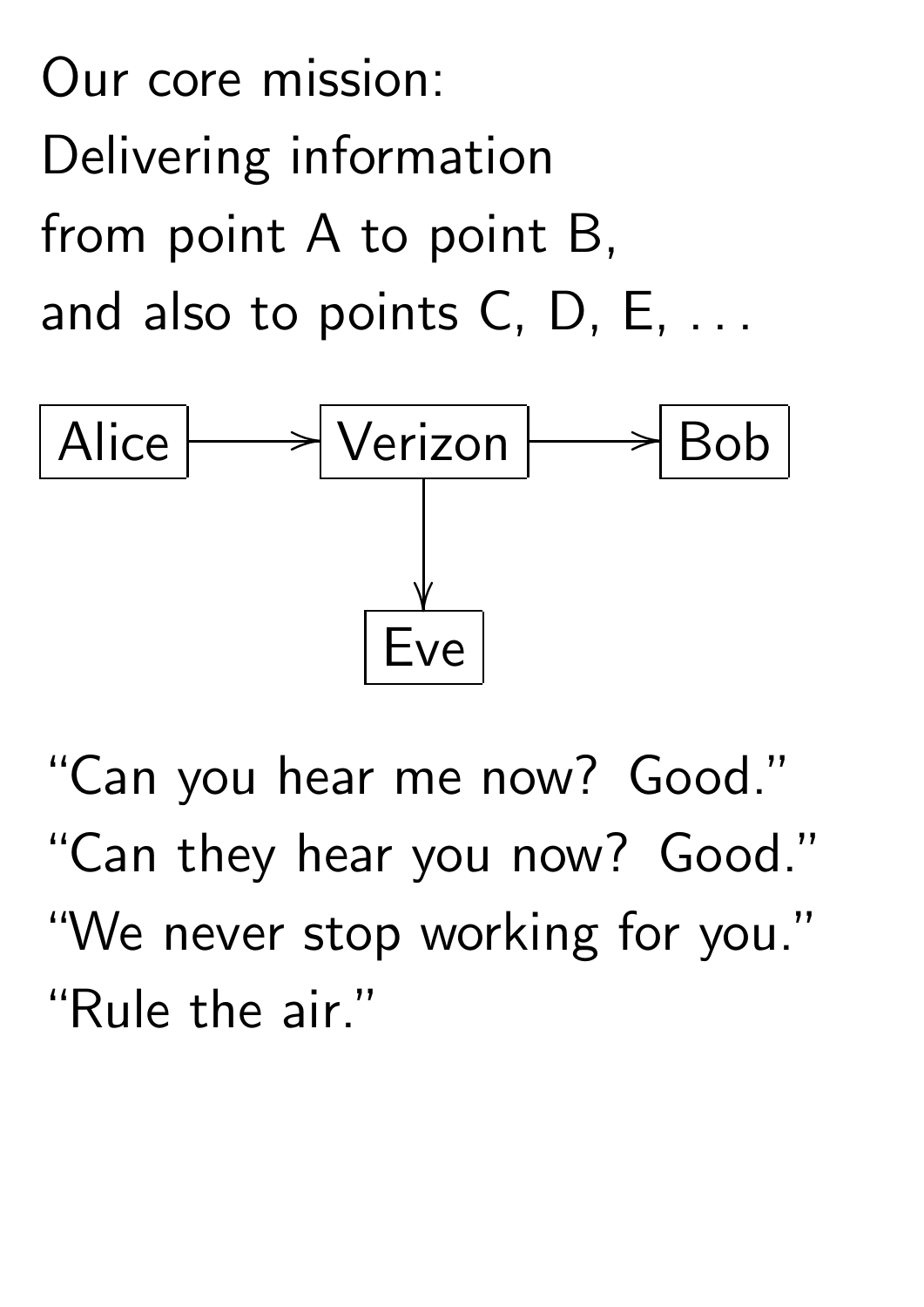Our core mission:
Delivering information
from point A to point B,
and also to points C, D, E, . . .

```
Alice ──> Verizon ──> Bob
             │
             v
            Eve
```

"Can you hear me now? Good."
"Can they hear you now? Good."
"We never stop working for you."
"Rule the air."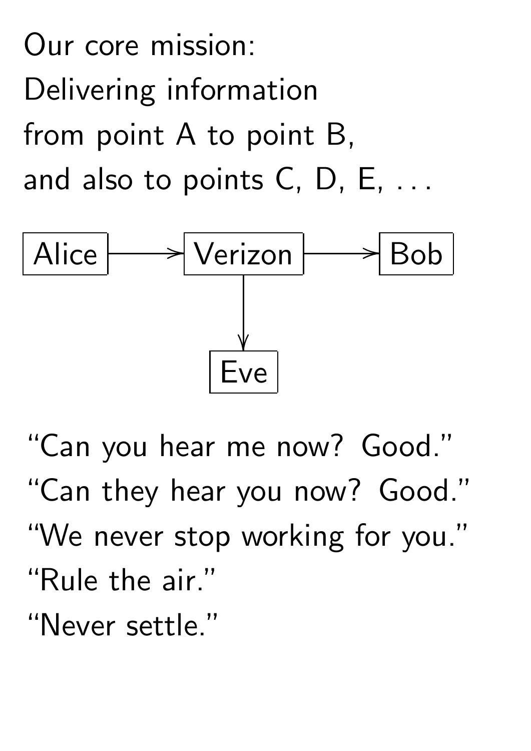Our core mission:
Delivering information
from point A to point B,
and also to points C, D, E, . . .

```
Alice ──> Verizon ──> Bob
             │
             v
            Eve
```

"Can you hear me now? Good."
"Can they hear you now? Good."
"We never stop working for you."
"Rule the air."
"Never settle."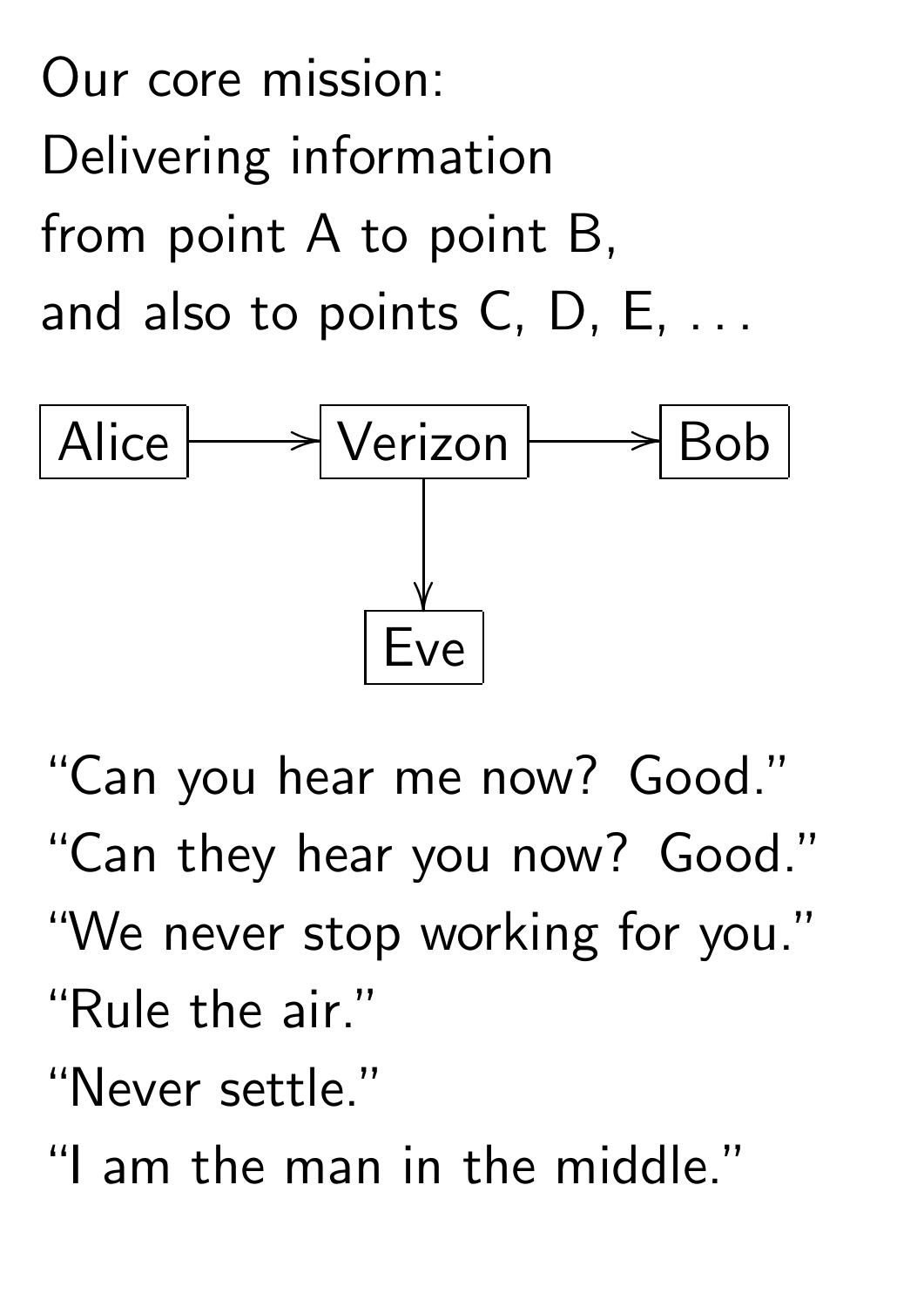Our core mission:
Delivering information
from point A to point B,
and also to points C, D, E, . . .

```
Alice ──> Verizon ──> Bob
             │
             v
            Eve
```

"Can you hear me now? Good."
"Can they hear you now? Good."
"We never stop working for you."
"Rule the air."
"Never settle."
"I am the man in the middle."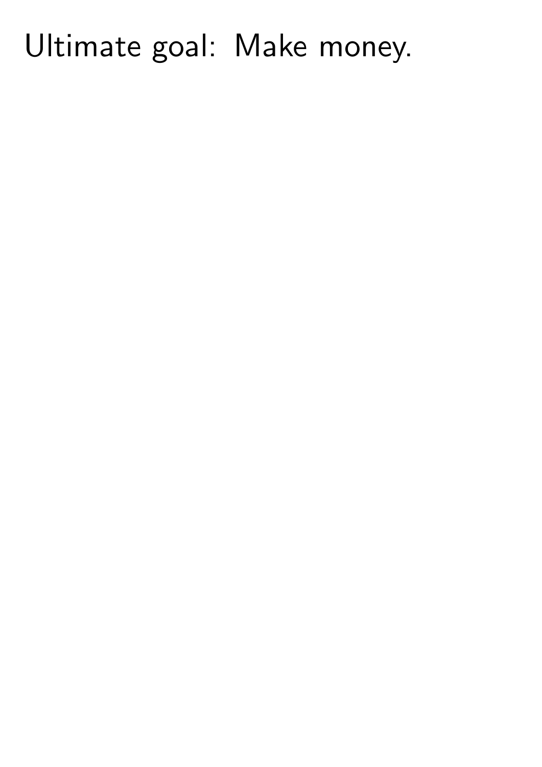Ultimate goal: Make money.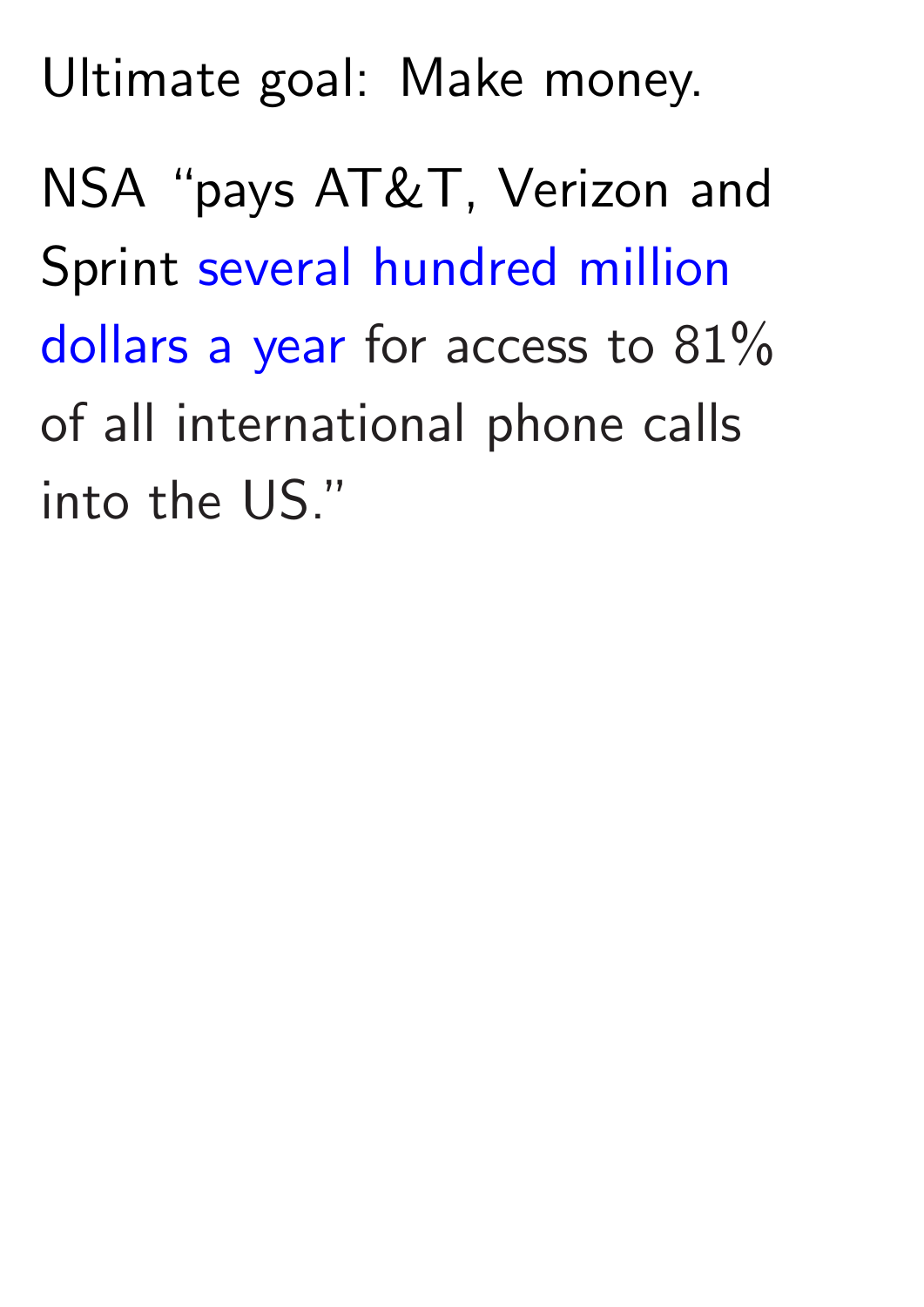Ultimate goal: Make money.

NSA "pays AT&T, Verizon and Sprint several hundred million dollars a year for access to 81% of all international phone calls into the US."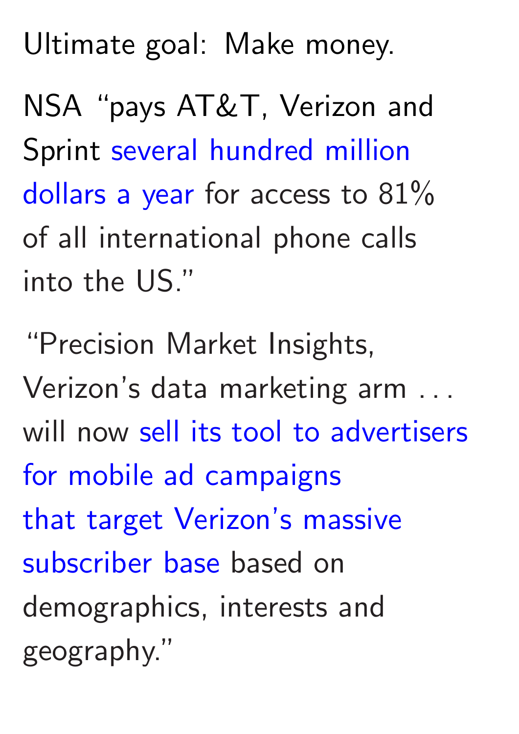Ultimate goal: Make money.

NSA "pays AT&T, Verizon and Sprint several hundred million dollars a year for access to 81% of all international phone calls into the US."

"Precision Market Insights, Verizon's data marketing arm . . . will now sell its tool to advertisers for mobile ad campaigns that target Verizon's massive subscriber base based on demographics, interests and geography."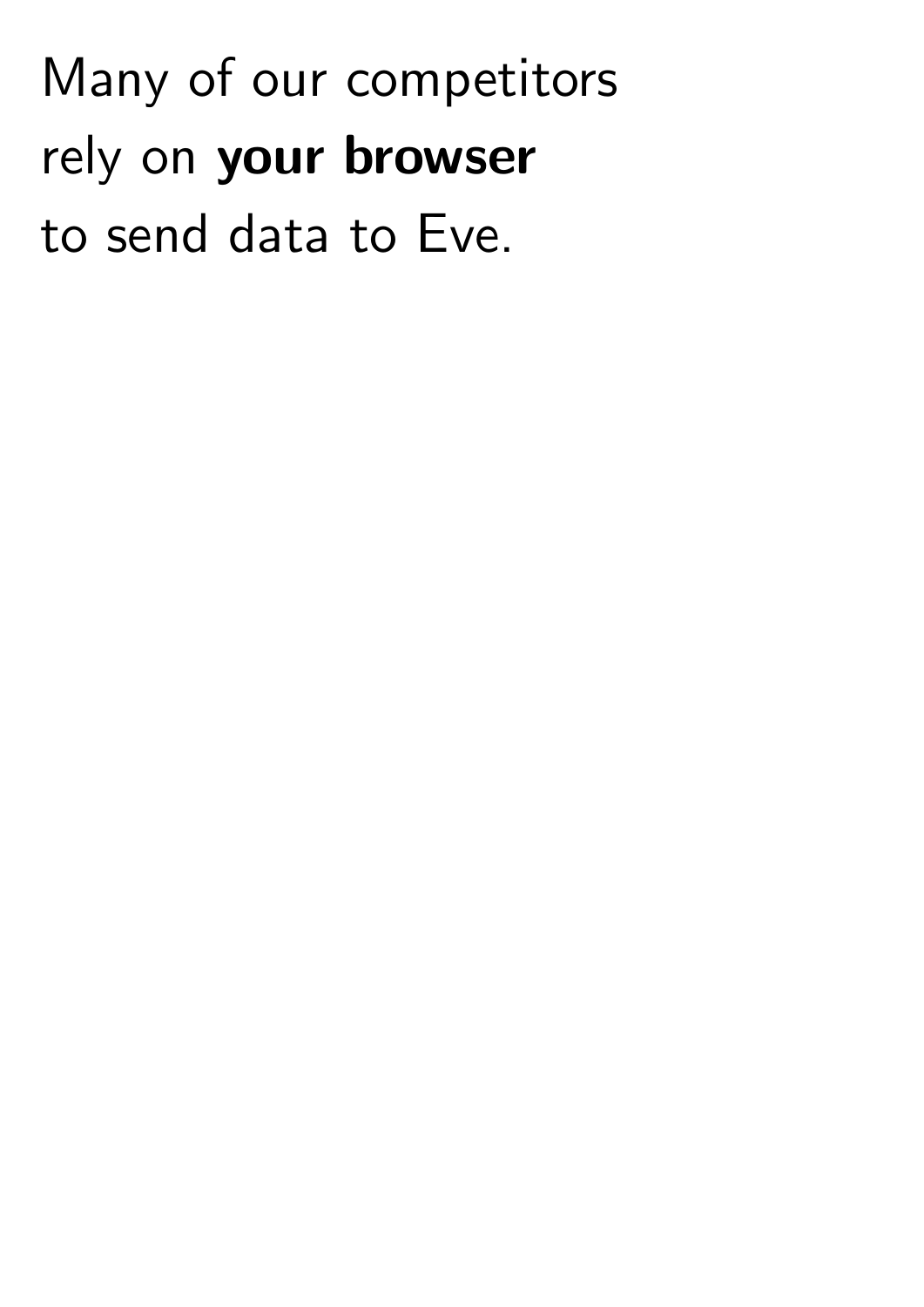Many of our competitors
rely on **your browser**
to send data to Eve.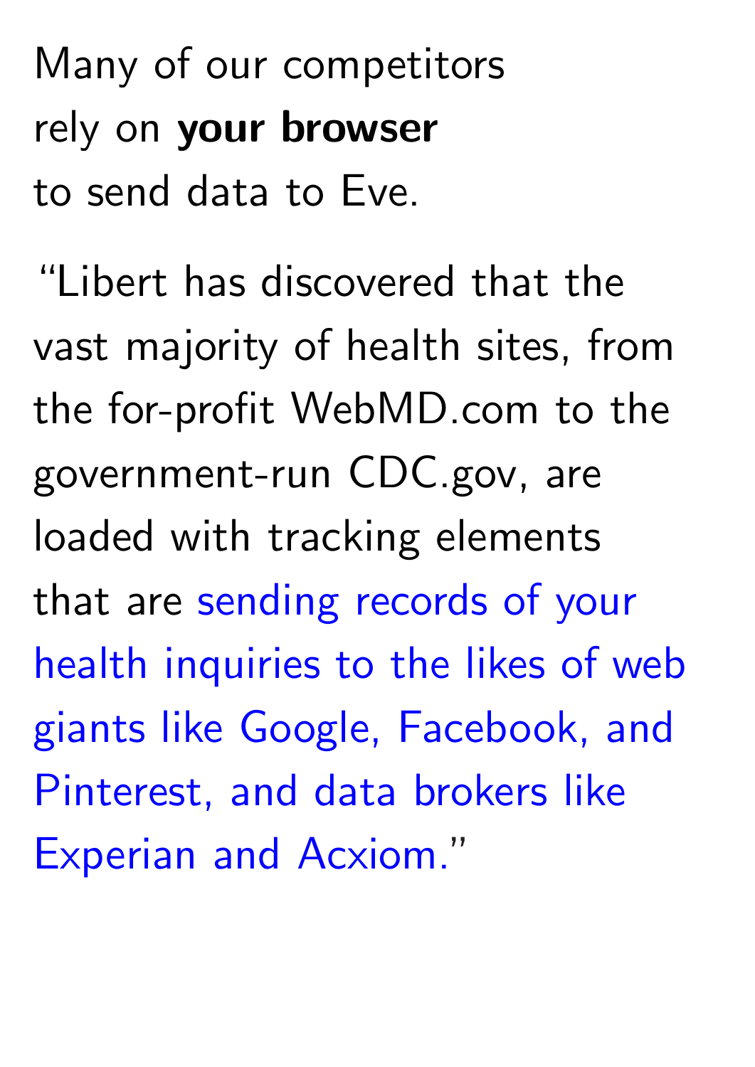Many of our competitors rely on **your browser** to send data to Eve.

"Libert has discovered that the vast majority of health sites, from the for-profit WebMD.com to the government-run CDC.gov, are loaded with tracking elements that are sending records of your health inquiries to the likes of web giants like Google, Facebook, and Pinterest, and data brokers like Experian and Acxiom."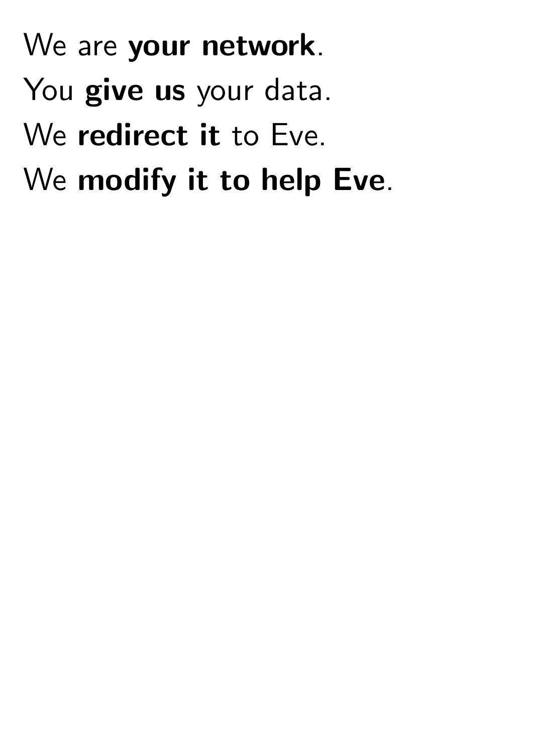We are **your network**.

You **give us** your data.

We **redirect it** to Eve.

We **modify it to help Eve**.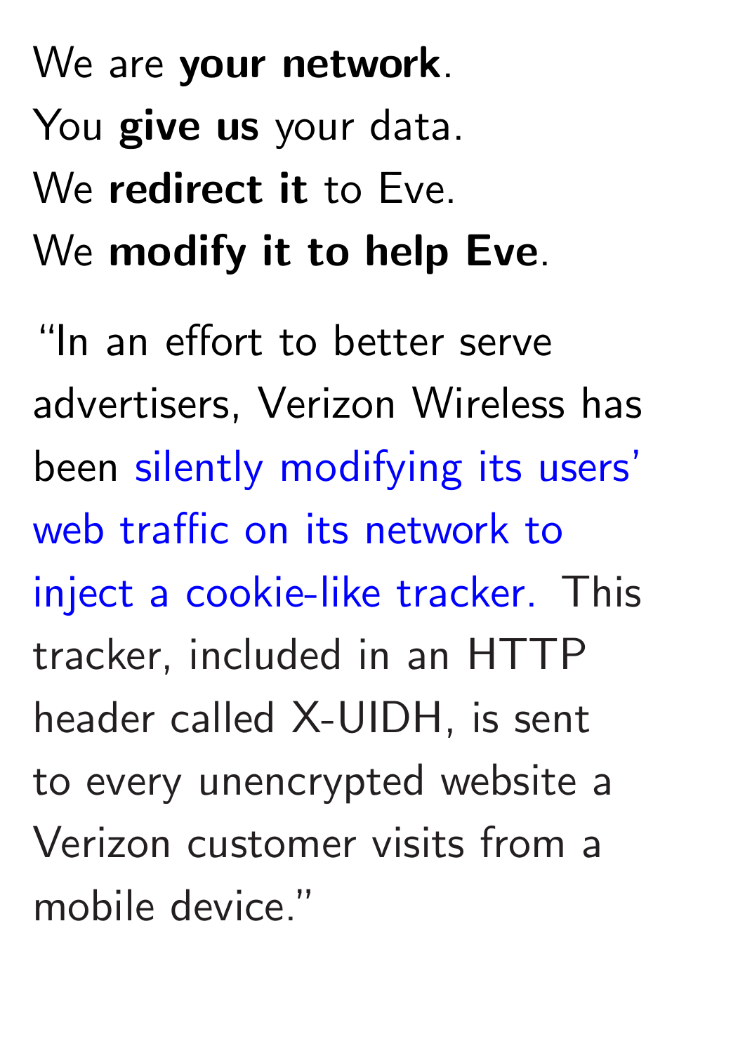We are **your network**.
You **give us** your data.
We **redirect it** to Eve.
We **modify it to help Eve**.

"In an effort to better serve advertisers, Verizon Wireless has been silently modifying its users' web traffic on its network to inject a cookie-like tracker. This tracker, included in an HTTP header called X-UIDH, is sent to every unencrypted website a Verizon customer visits from a mobile device."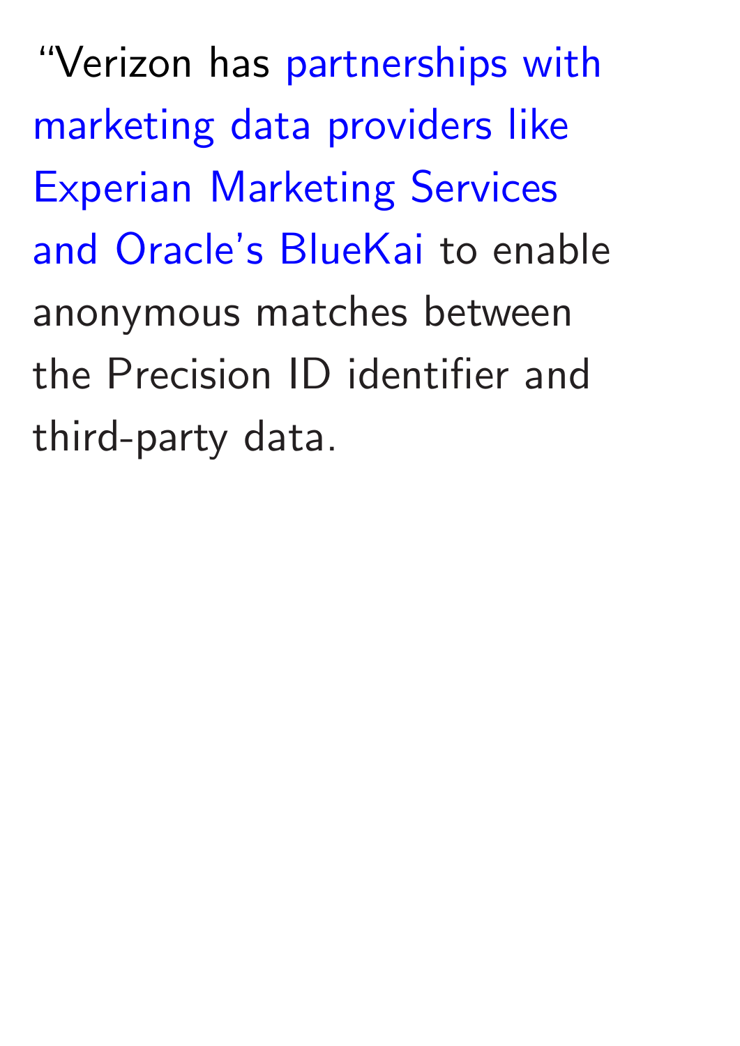“Verizon has partnerships with marketing data providers like Experian Marketing Services and Oracle’s BlueKai to enable anonymous matches between the Precision ID identifier and third-party data.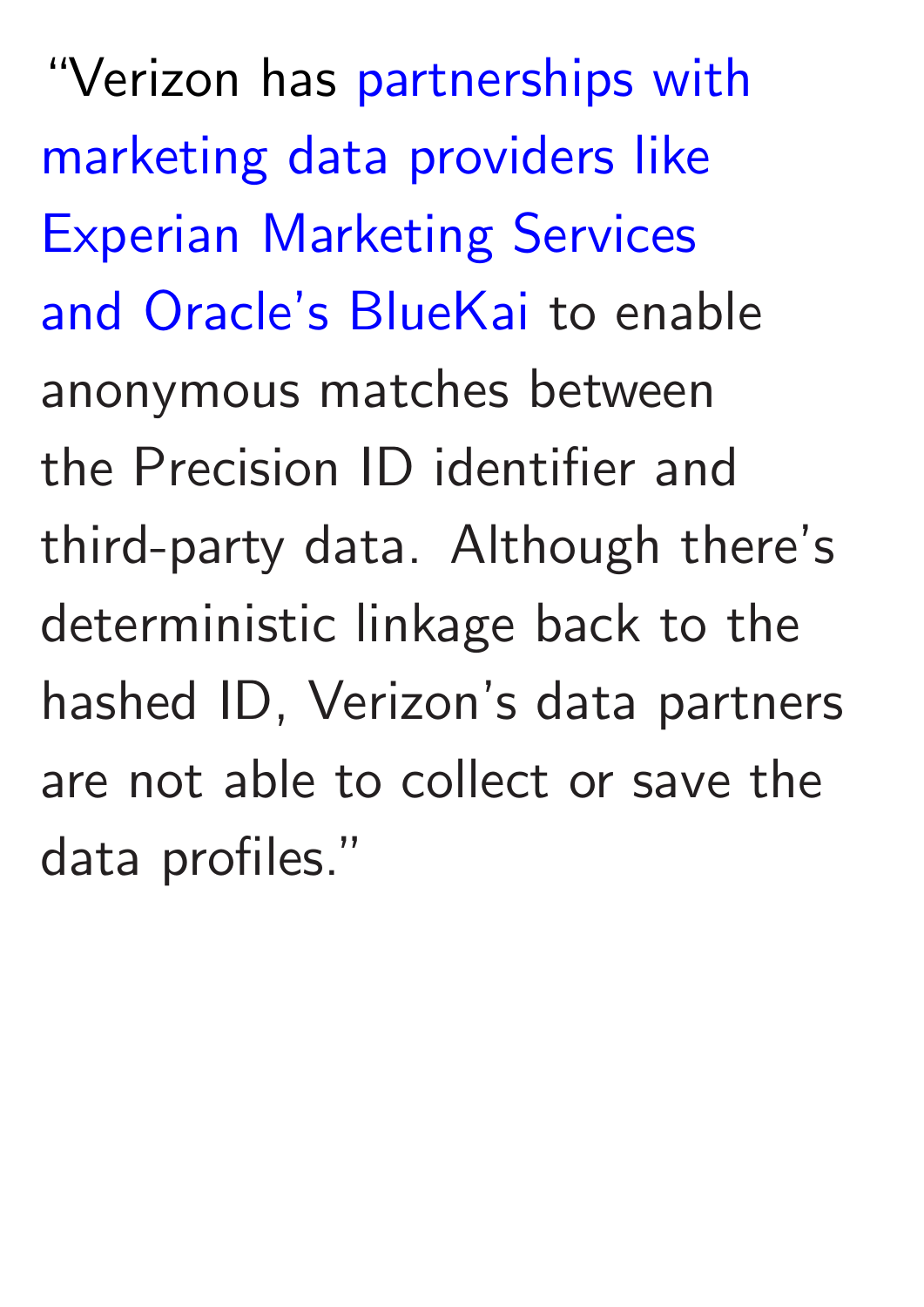"Verizon has partnerships with marketing data providers like Experian Marketing Services and Oracle's BlueKai to enable anonymous matches between the Precision ID identifier and third-party data. Although there's deterministic linkage back to the hashed ID, Verizon's data partners are not able to collect or save the data profiles."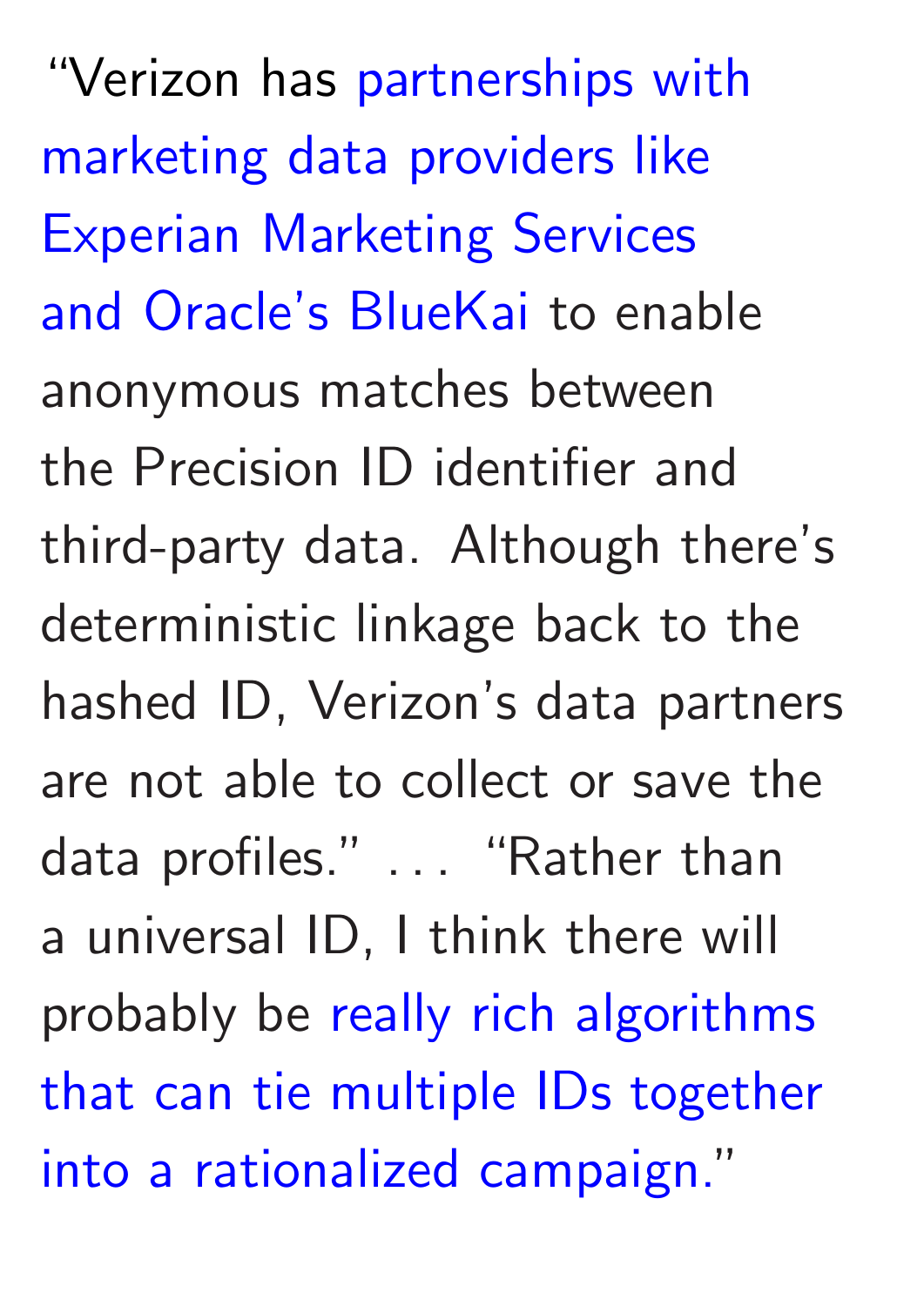"Verizon has partnerships with marketing data providers like Experian Marketing Services and Oracle's BlueKai to enable anonymous matches between the Precision ID identifier and third-party data. Although there's deterministic linkage back to the hashed ID, Verizon's data partners are not able to collect or save the data profiles." . . . "Rather than a universal ID, I think there will probably be really rich algorithms that can tie multiple IDs together into a rationalized campaign."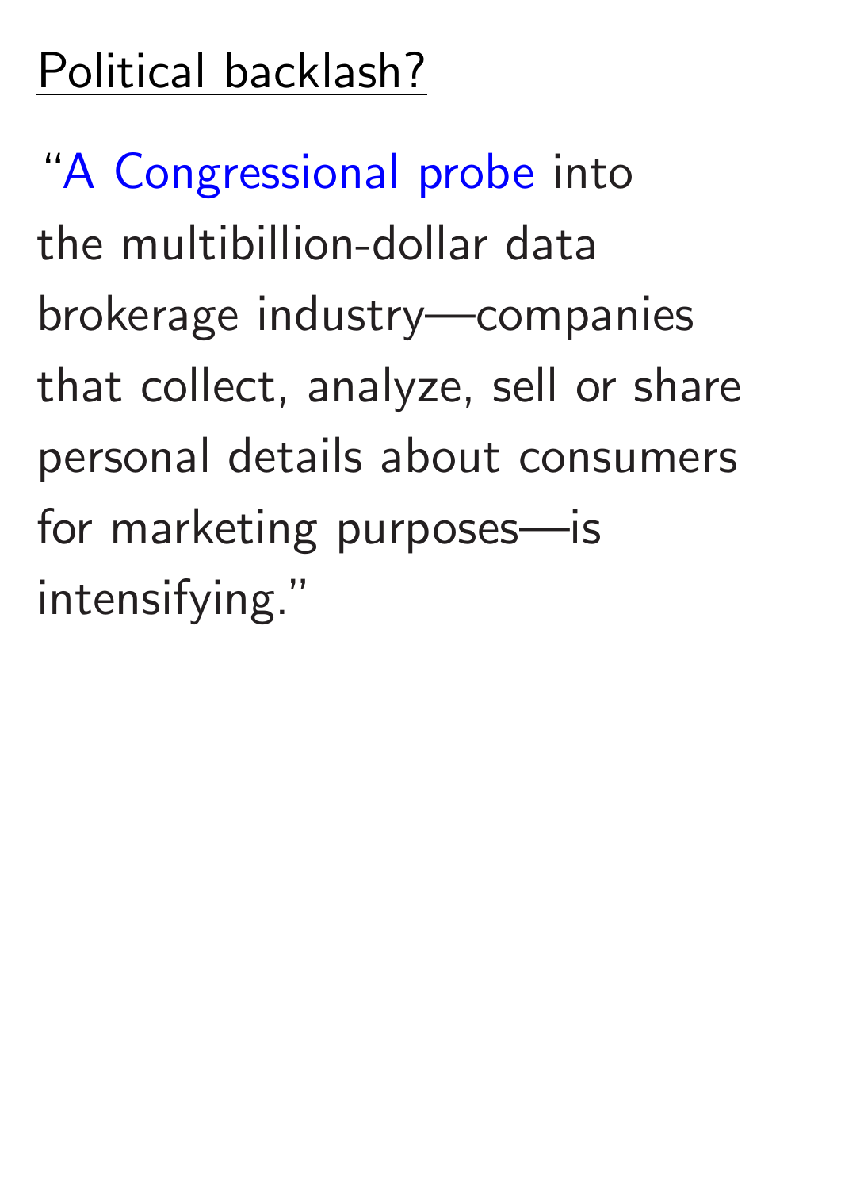## Political backlash?

"A Congressional probe into the multibillion-dollar data brokerage industry—companies that collect, analyze, sell or share personal details about consumers for marketing purposes—is intensifying."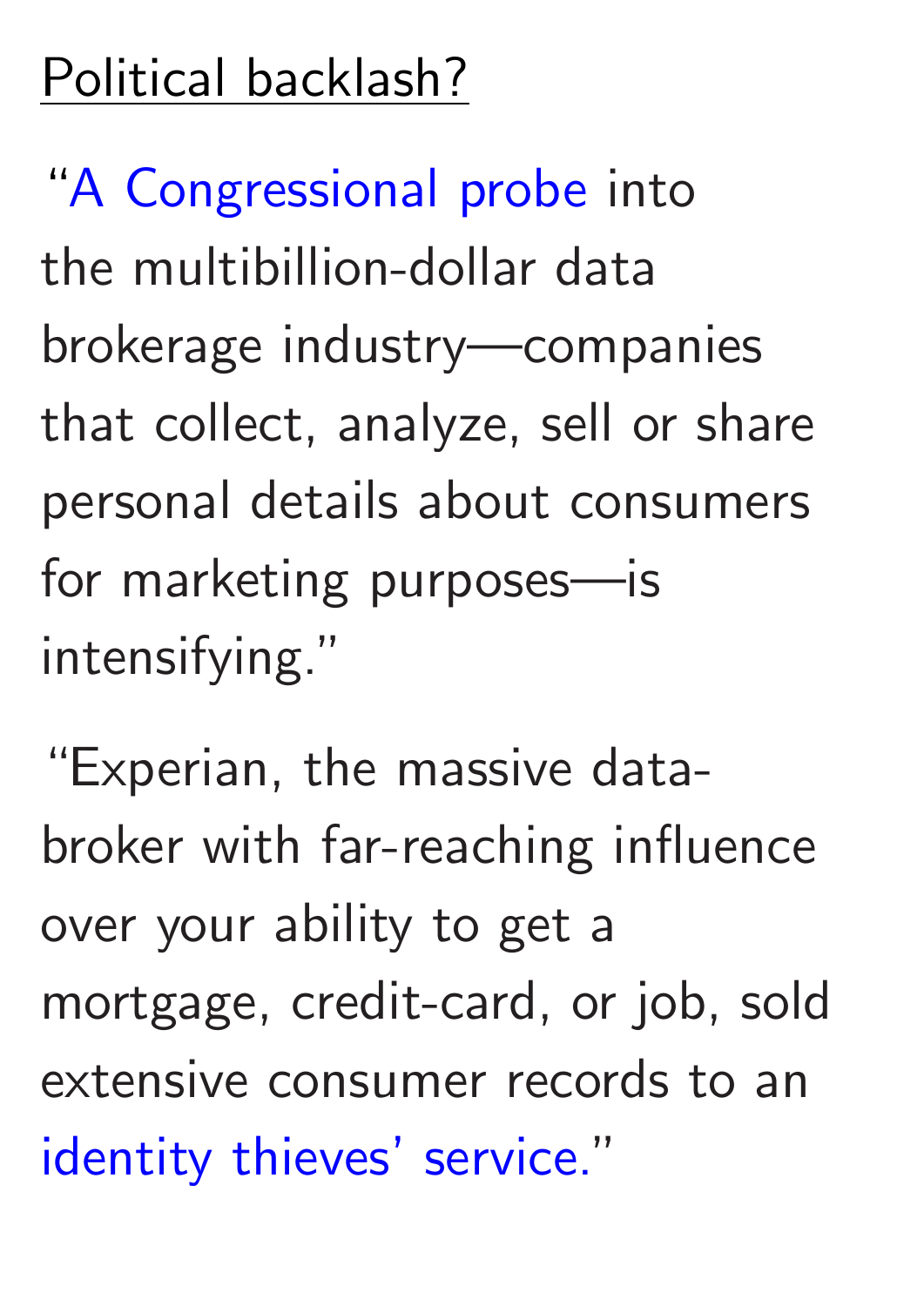## Political backlash?

"A Congressional probe into the multibillion-dollar data brokerage industry—companies that collect, analyze, sell or share personal details about consumers for marketing purposes—is intensifying."

"Experian, the massive data-broker with far-reaching influence over your ability to get a mortgage, credit-card, or job, sold extensive consumer records to an identity thieves' service."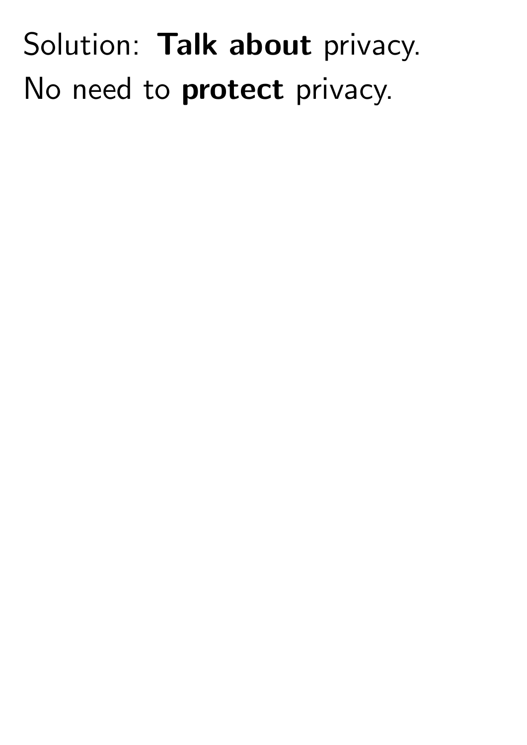Solution: **Talk about** privacy.

No need to **protect** privacy.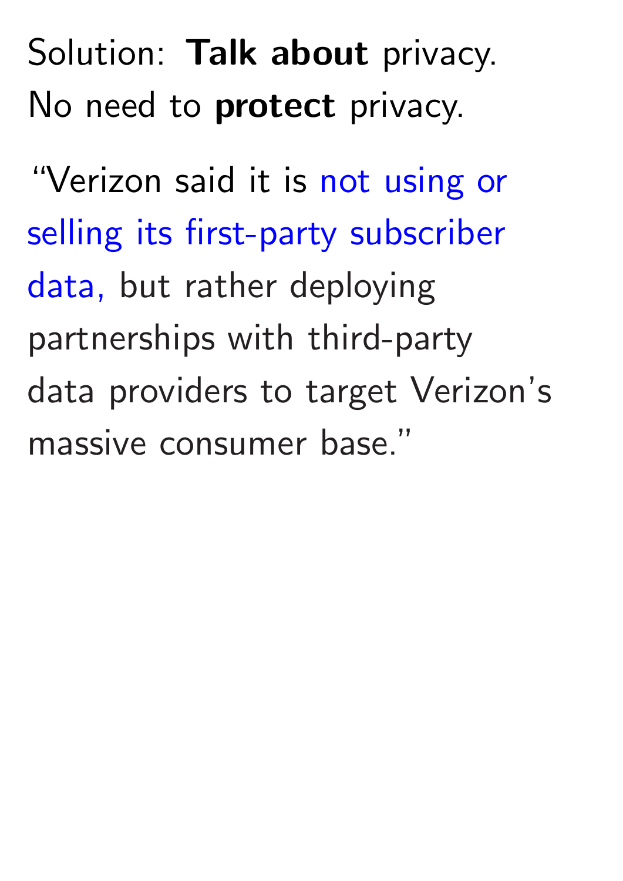Solution: **Talk about** privacy.
No need to **protect** privacy.

"Verizon said it is not using or selling its first-party subscriber data, but rather deploying partnerships with third-party data providers to target Verizon's massive consumer base."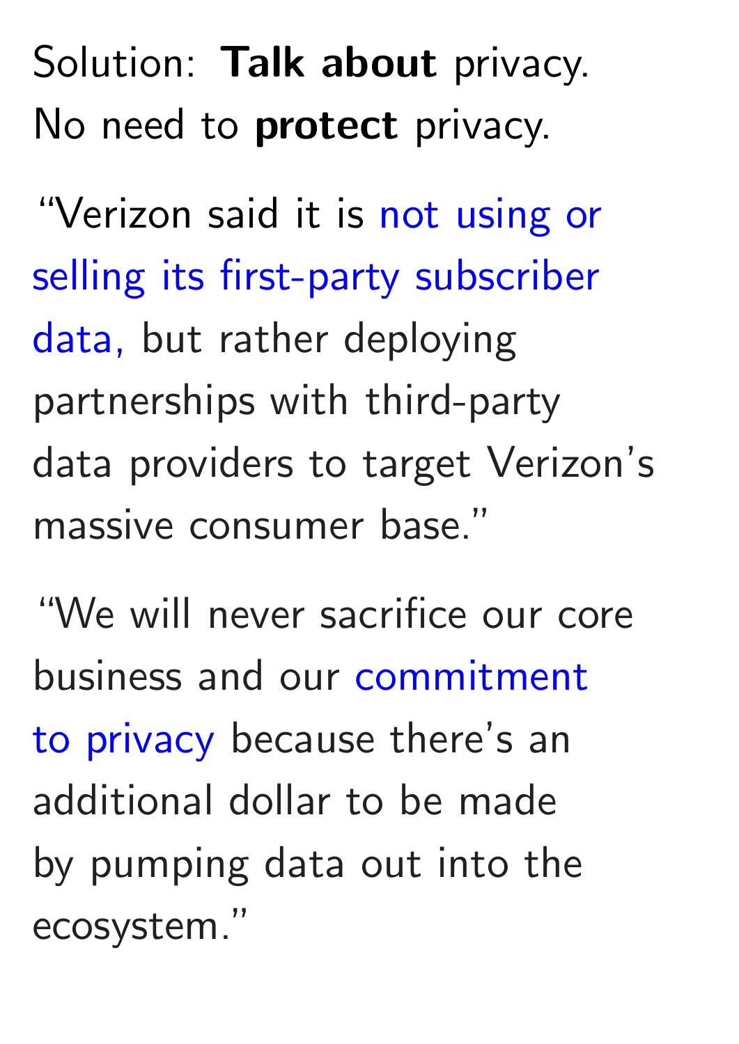Solution: **Talk about** privacy.
No need to **protect** privacy.

"Verizon said it is not using or selling its first-party subscriber data, but rather deploying partnerships with third-party data providers to target Verizon's massive consumer base."

"We will never sacrifice our core business and our commitment to privacy because there's an additional dollar to be made by pumping data out into the ecosystem."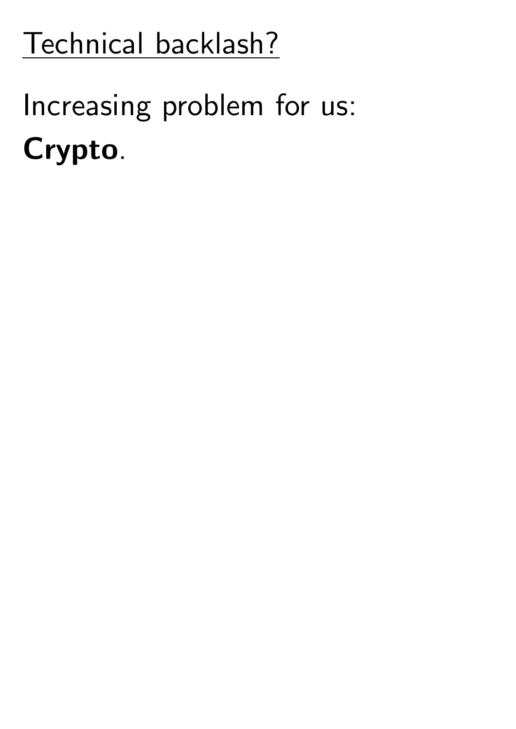# Technical backlash?

Increasing problem for us:
**Crypto**.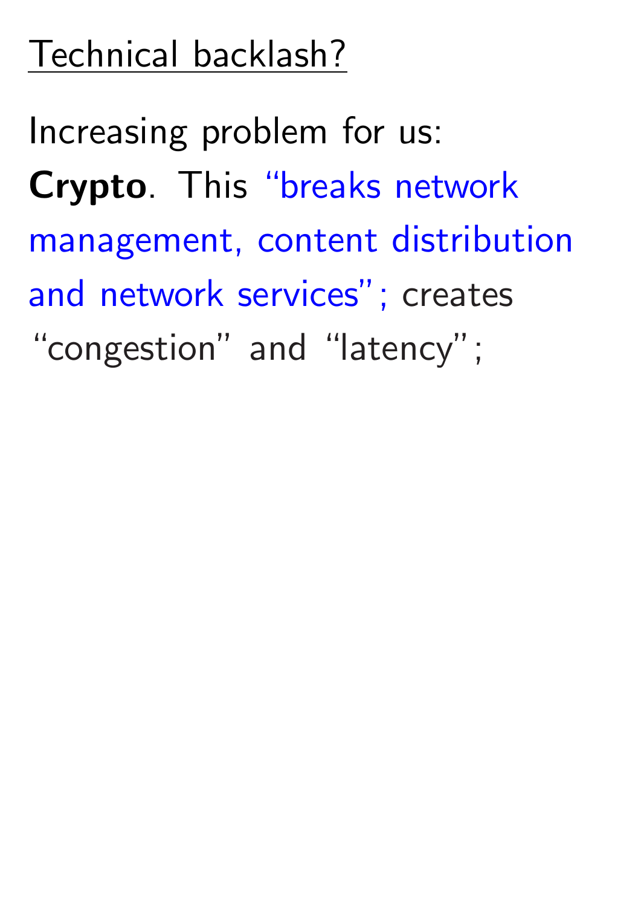# Technical backlash?

Increasing problem for us:

**Crypto**. This "breaks network management, content distribution and network services"; creates "congestion" and "latency";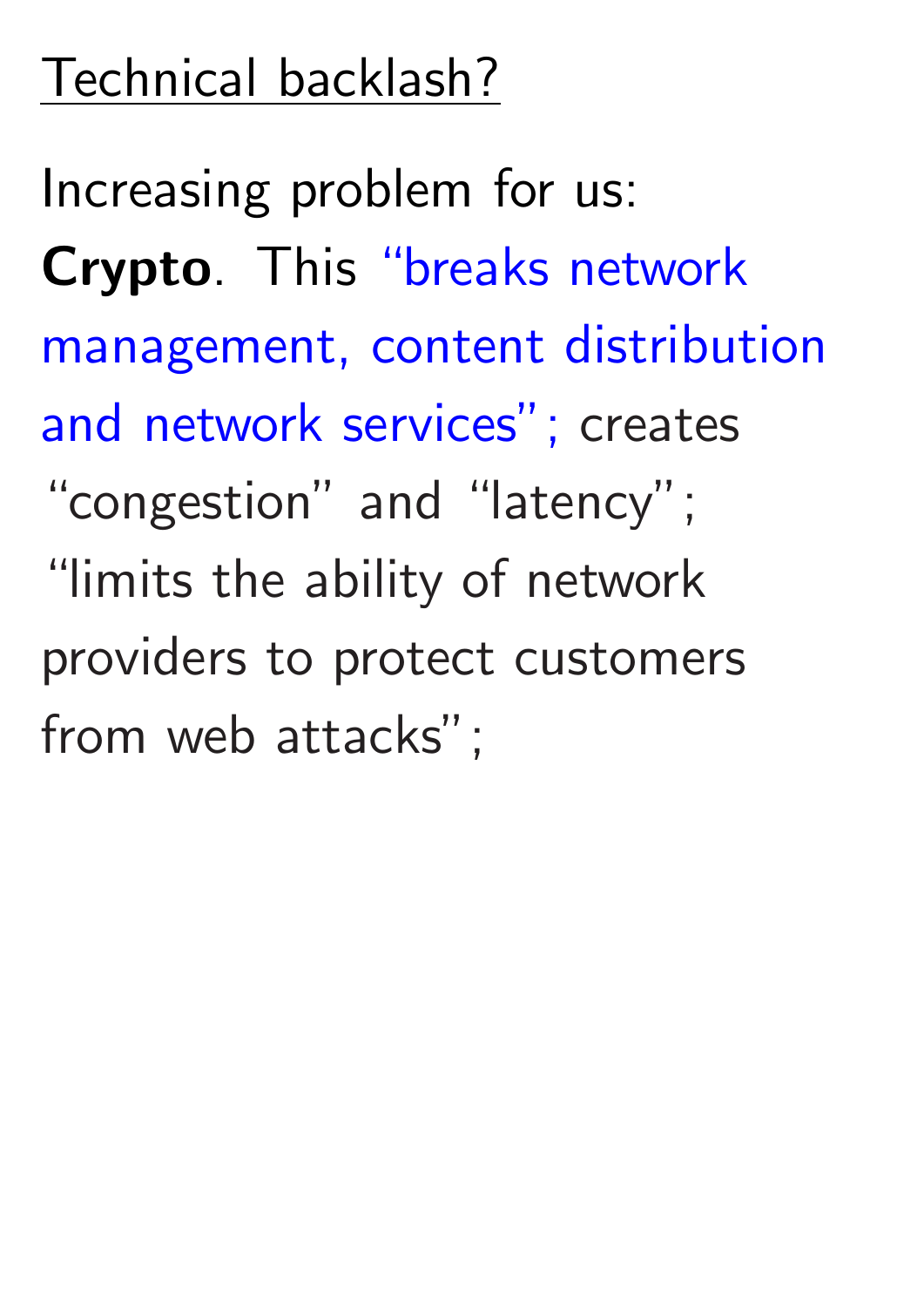## Technical backlash?

Increasing problem for us: **Crypto**. This “breaks network management, content distribution and network services”; creates “congestion” and “latency”; “limits the ability of network providers to protect customers from web attacks”;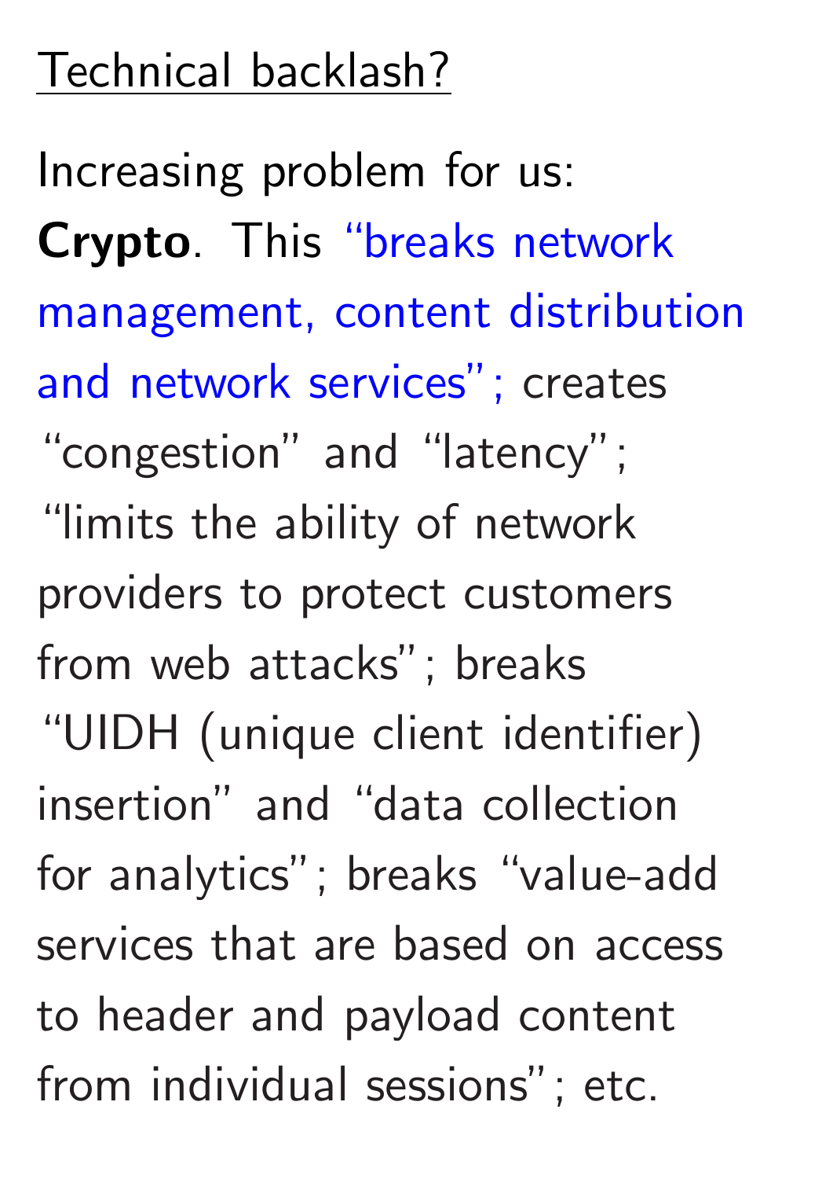## Technical backlash?

Increasing problem for us: **Crypto**. This "breaks network management, content distribution and network services"; creates "congestion" and "latency"; "limits the ability of network providers to protect customers from web attacks"; breaks "UIDH (unique client identifier) insertion" and "data collection for analytics"; breaks "value-add services that are based on access to header and payload content from individual sessions"; etc.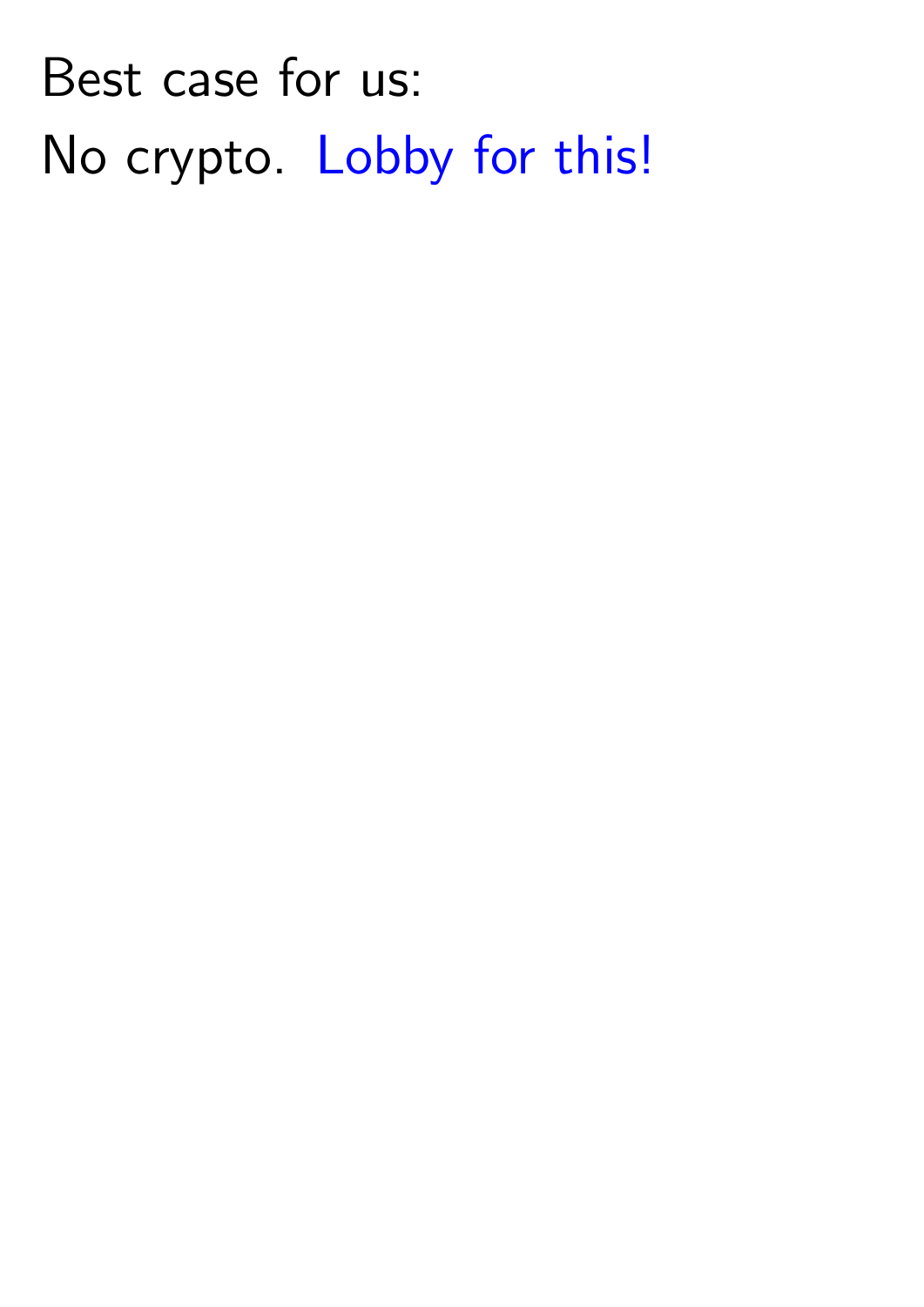Best case for us:

No crypto. Lobby for this!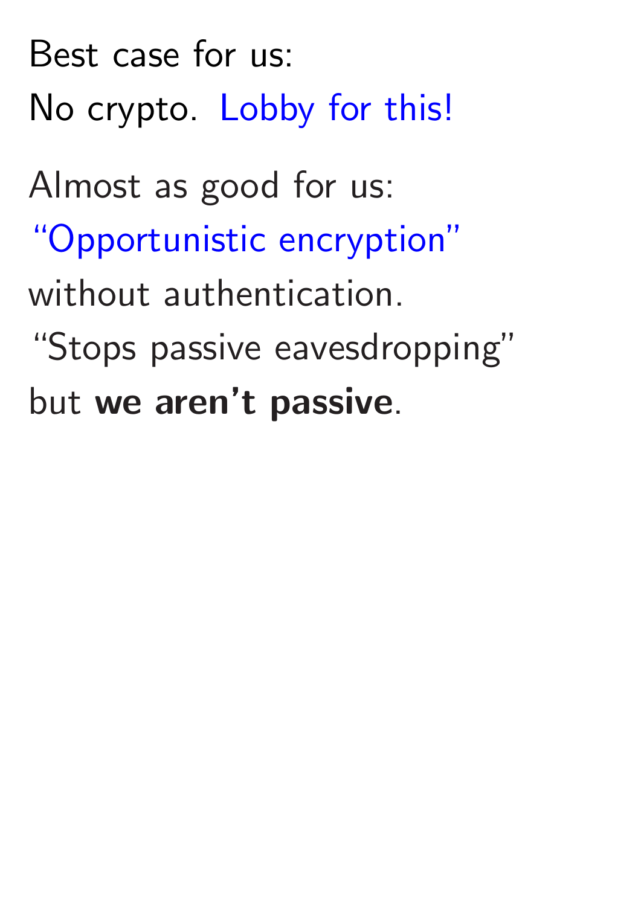Best case for us:
No crypto. Lobby for this!

Almost as good for us:
"Opportunistic encryption"
without authentication.
"Stops passive eavesdropping"
but **we aren't passive**.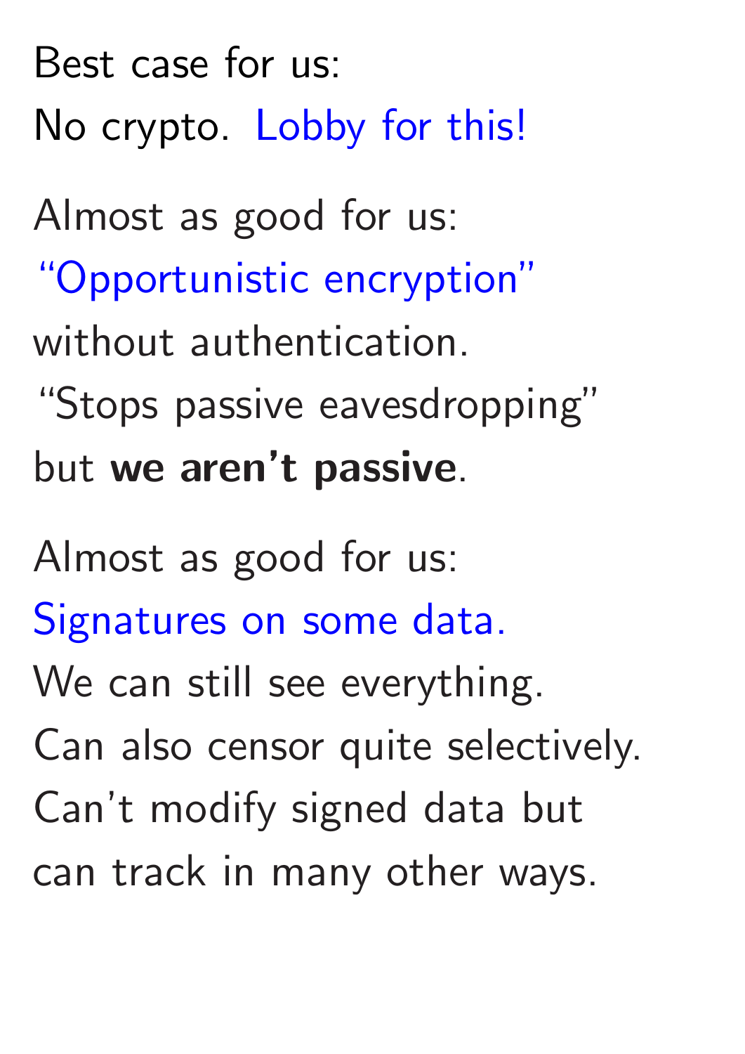Best case for us:
No crypto. Lobby for this!

Almost as good for us:
"Opportunistic encryption"
without authentication.
"Stops passive eavesdropping"
but **we aren't passive**.

Almost as good for us:
Signatures on some data.
We can still see everything.
Can also censor quite selectively.
Can't modify signed data but
can track in many other ways.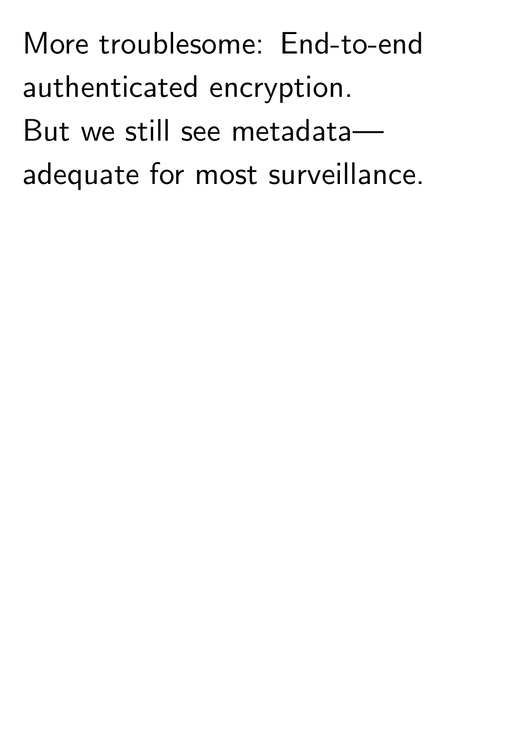More troublesome: End-to-end authenticated encryption.

But we still see metadata— adequate for most surveillance.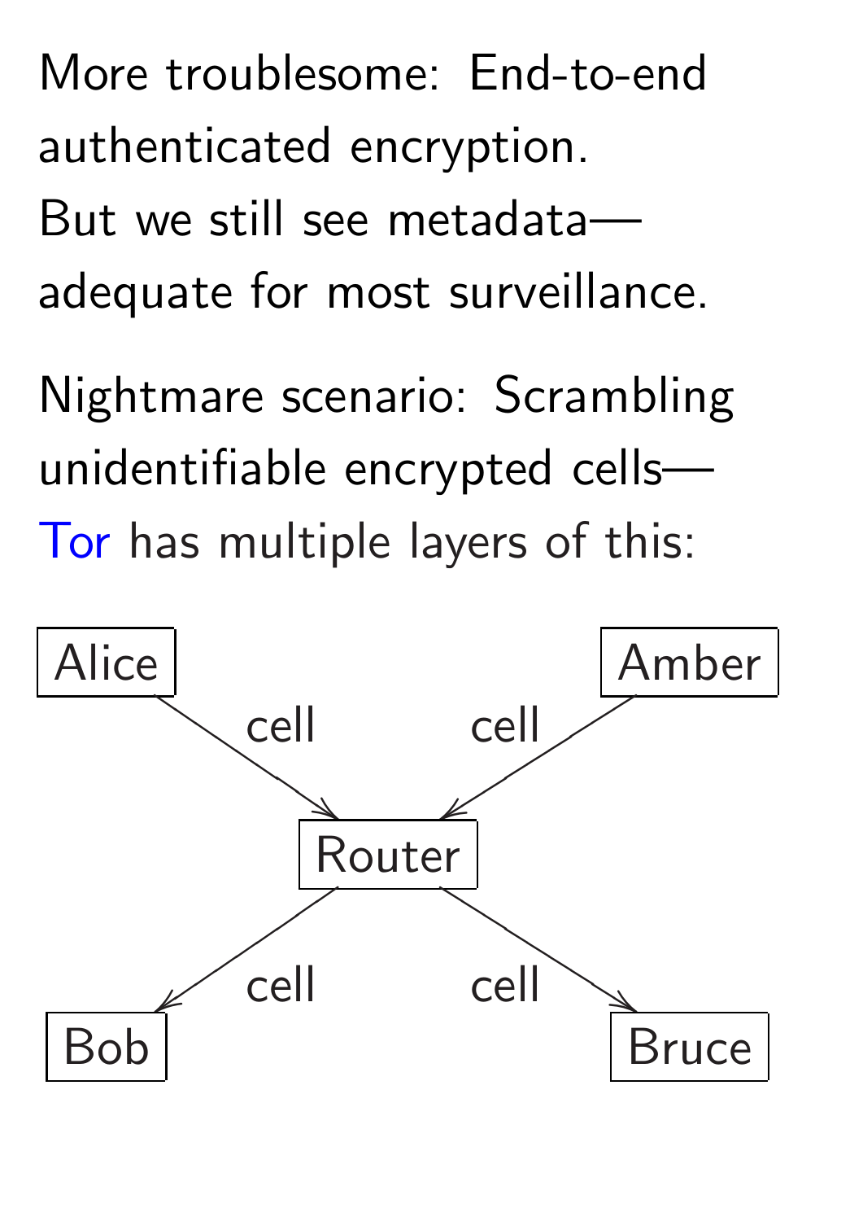More troublesome: End-to-end authenticated encryption.
But we still see metadata—adequate for most surveillance.

Nightmare scenario: Scrambling unidentifiable encrypted cells—Tor has multiple layers of this:

Alice → cell → Router
Amber → cell → Router
Router → cell → Bob
Router → cell → Bruce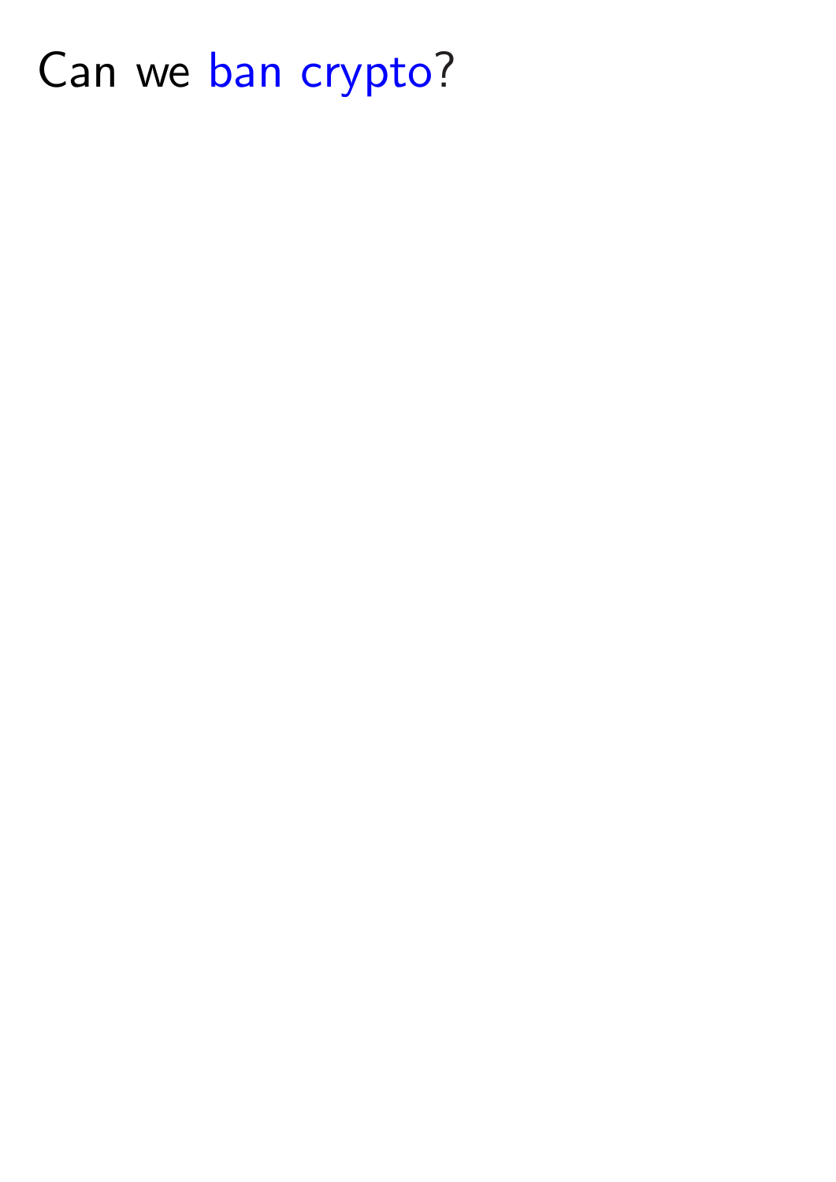Can we ban crypto?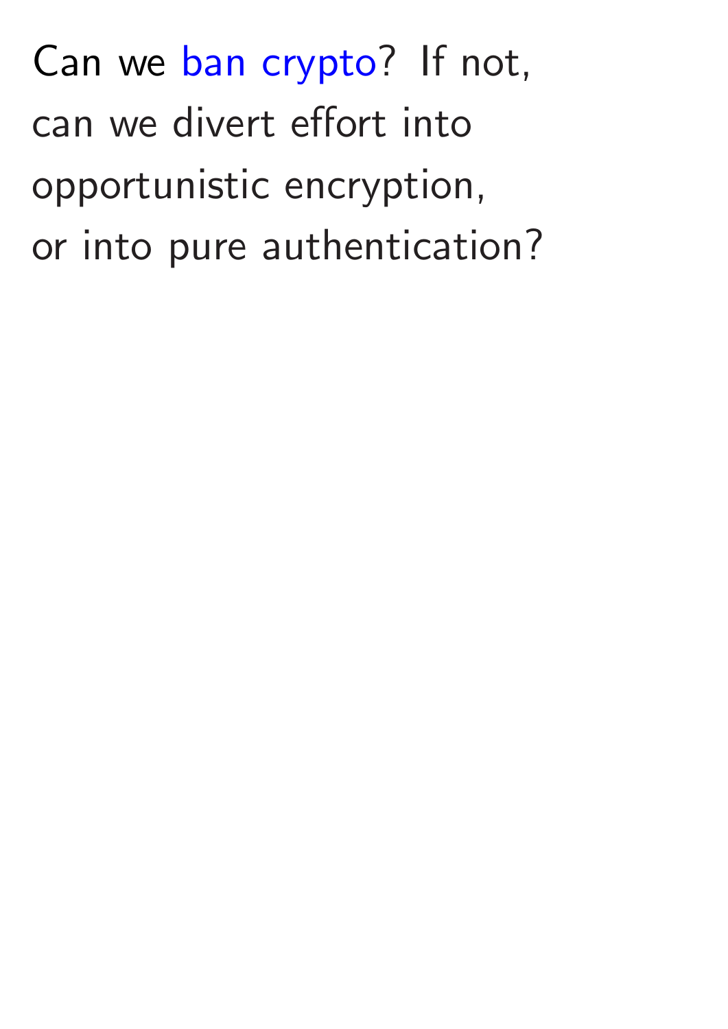Can we ban crypto? If not, can we divert effort into opportunistic encryption, or into pure authentication?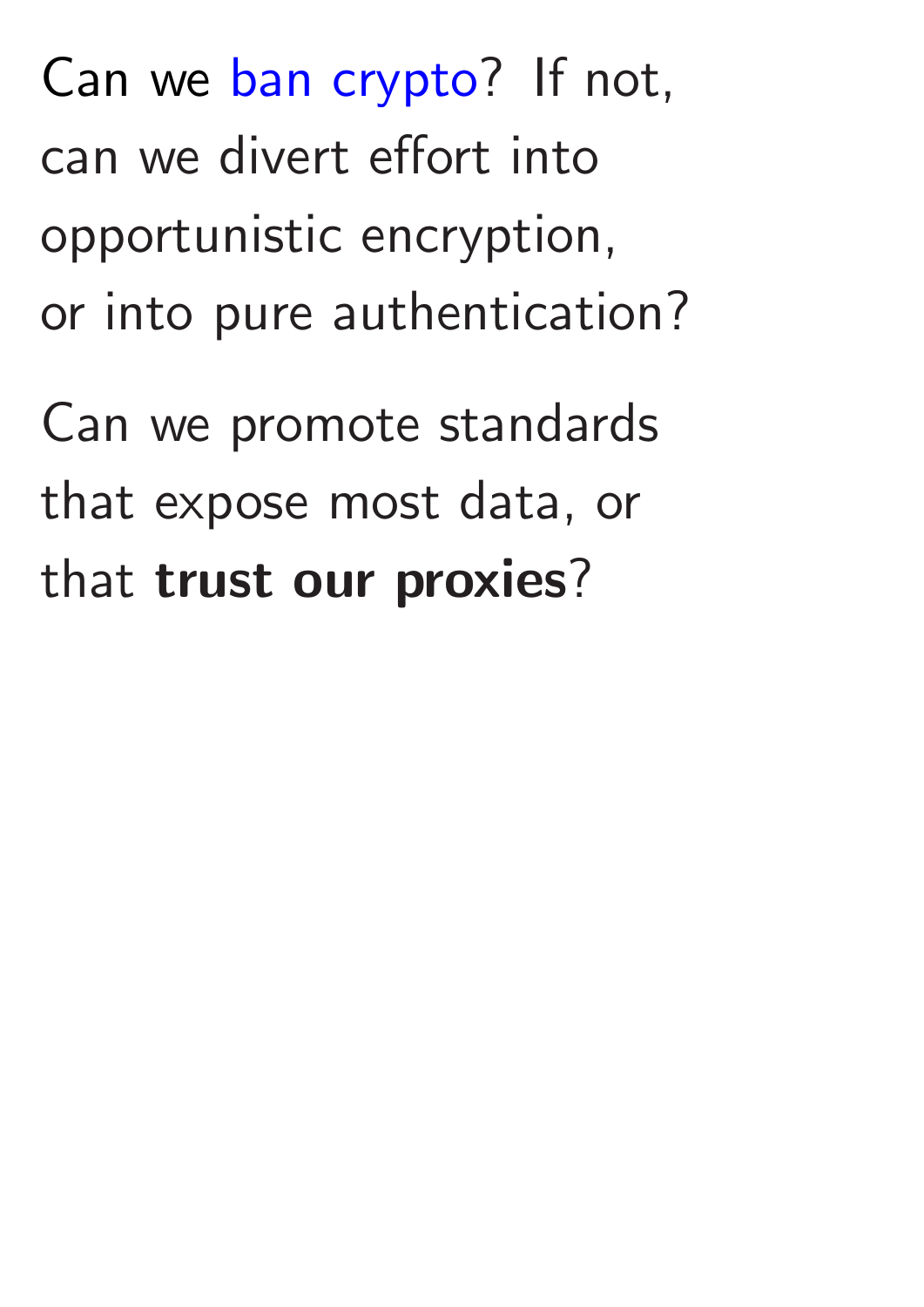Can we ban crypto? If not, can we divert effort into opportunistic encryption, or into pure authentication?

Can we promote standards that expose most data, or that **trust our proxies**?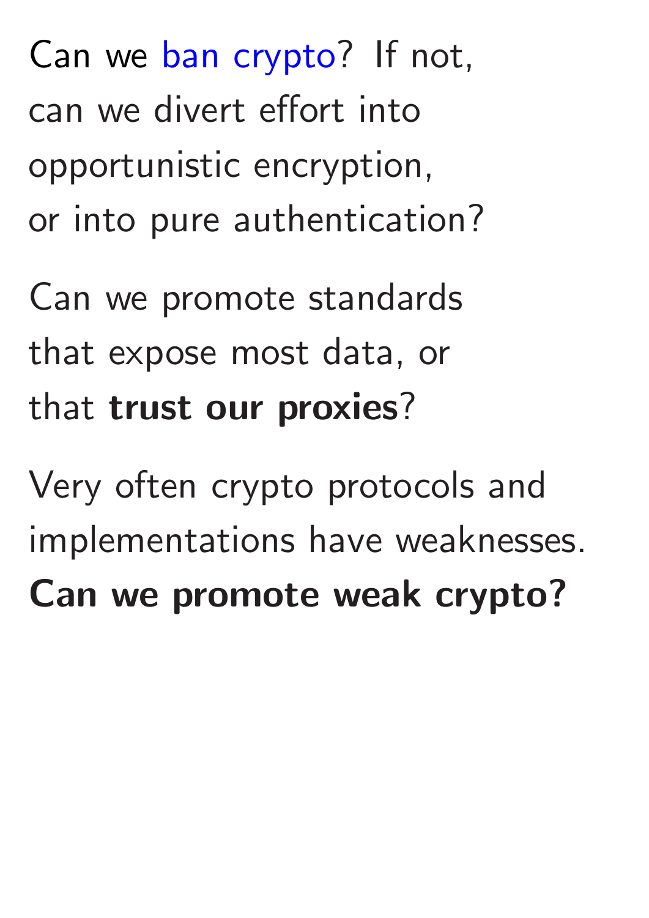Can we ban crypto? If not, can we divert effort into opportunistic encryption, or into pure authentication?

Can we promote standards that expose most data, or that **trust our proxies**?

Very often crypto protocols and implementations have weaknesses. **Can we promote weak crypto?**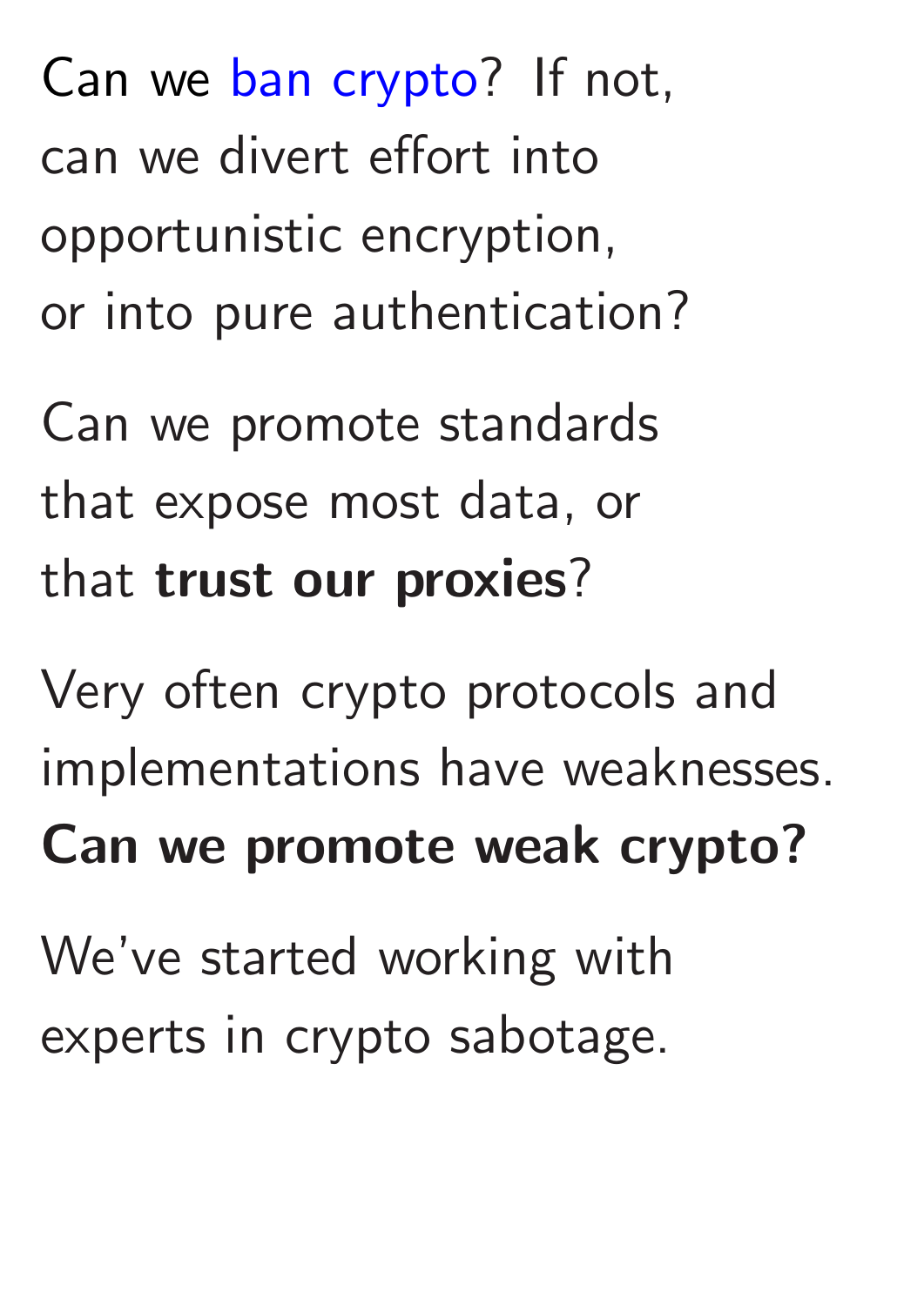Can we ban crypto? If not, can we divert effort into opportunistic encryption, or into pure authentication?

Can we promote standards that expose most data, or that **trust our proxies**?

Very often crypto protocols and implementations have weaknesses. **Can we promote weak crypto?**

We've started working with experts in crypto sabotage.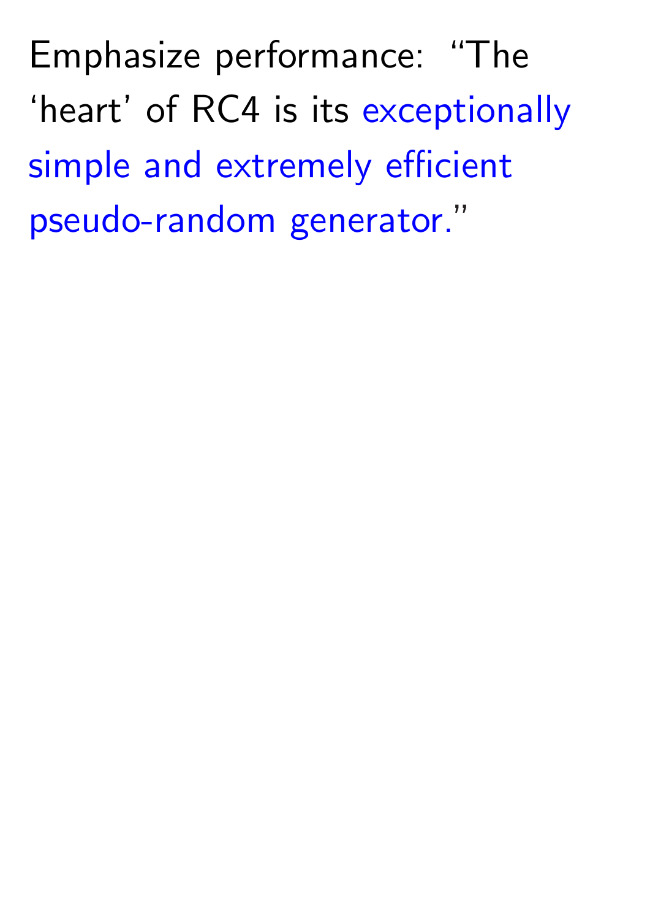Emphasize performance: "The 'heart' of RC4 is its exceptionally simple and extremely efficient pseudo-random generator."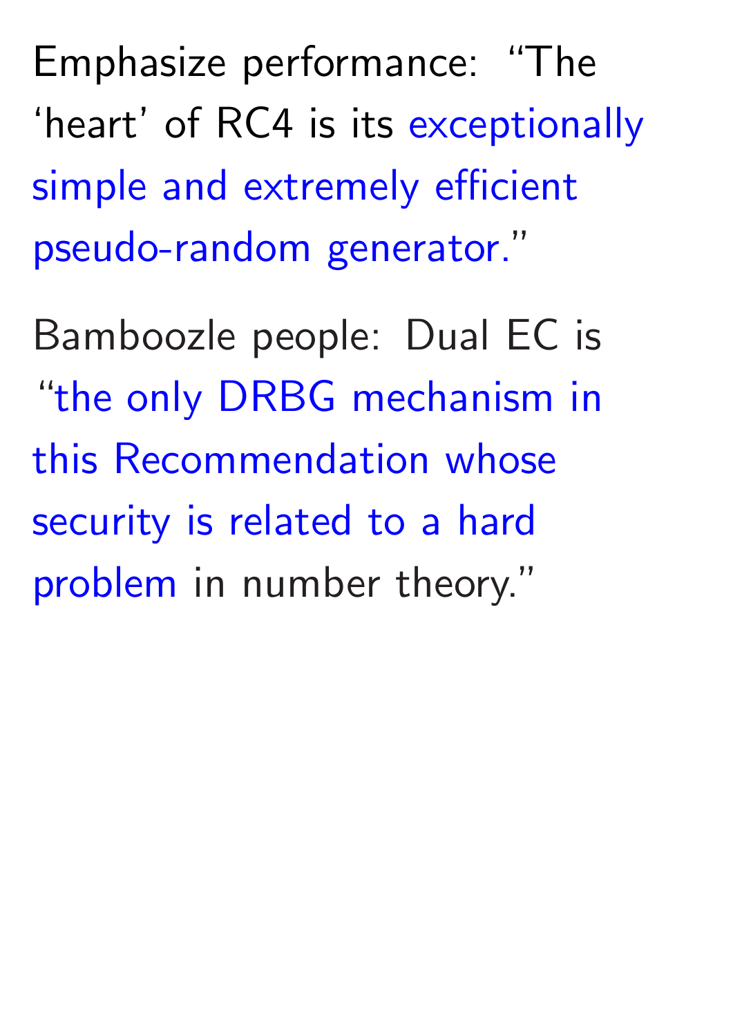Emphasize performance: "The 'heart' of RC4 is its exceptionally simple and extremely efficient pseudo-random generator."

Bamboozle people: Dual EC is "the only DRBG mechanism in this Recommendation whose security is related to a hard problem in number theory."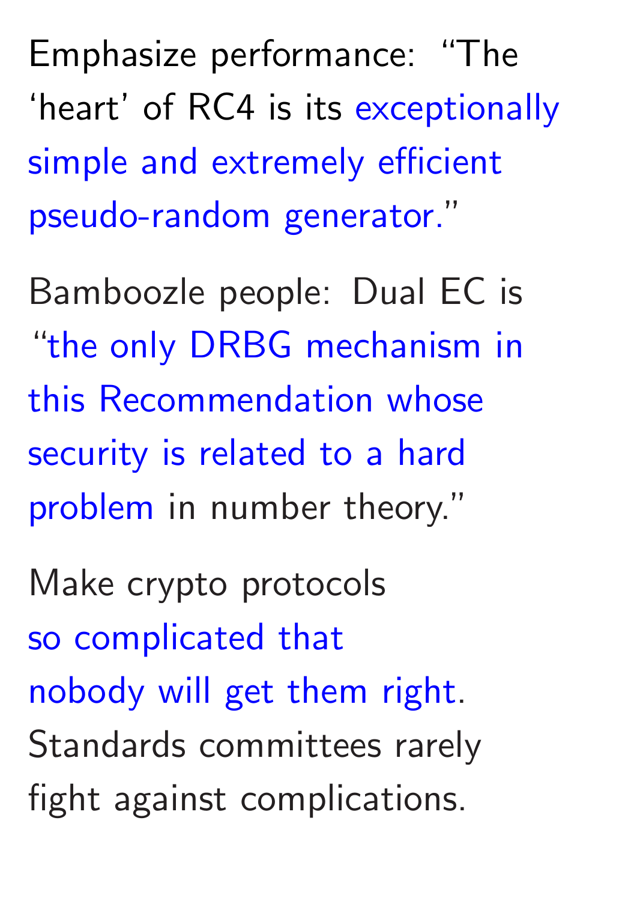Emphasize performance: "The 'heart' of RC4 is its exceptionally simple and extremely efficient pseudo-random generator."

Bamboozle people: Dual EC is "the only DRBG mechanism in this Recommendation whose security is related to a hard problem in number theory."

Make crypto protocols so complicated that nobody will get them right. Standards committees rarely fight against complications.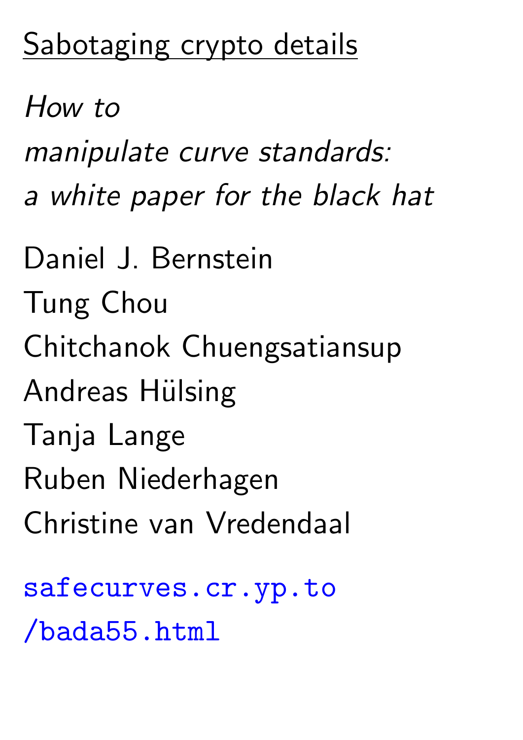## Sabotaging crypto details

*How to manipulate curve standards: a white paper for the black hat*

Daniel J. Bernstein
Tung Chou
Chitchanok Chuengsatiansup
Andreas Hülsing
Tanja Lange
Ruben Niederhagen
Christine van Vredendaal

safecurves.cr.yp.to/bada55.html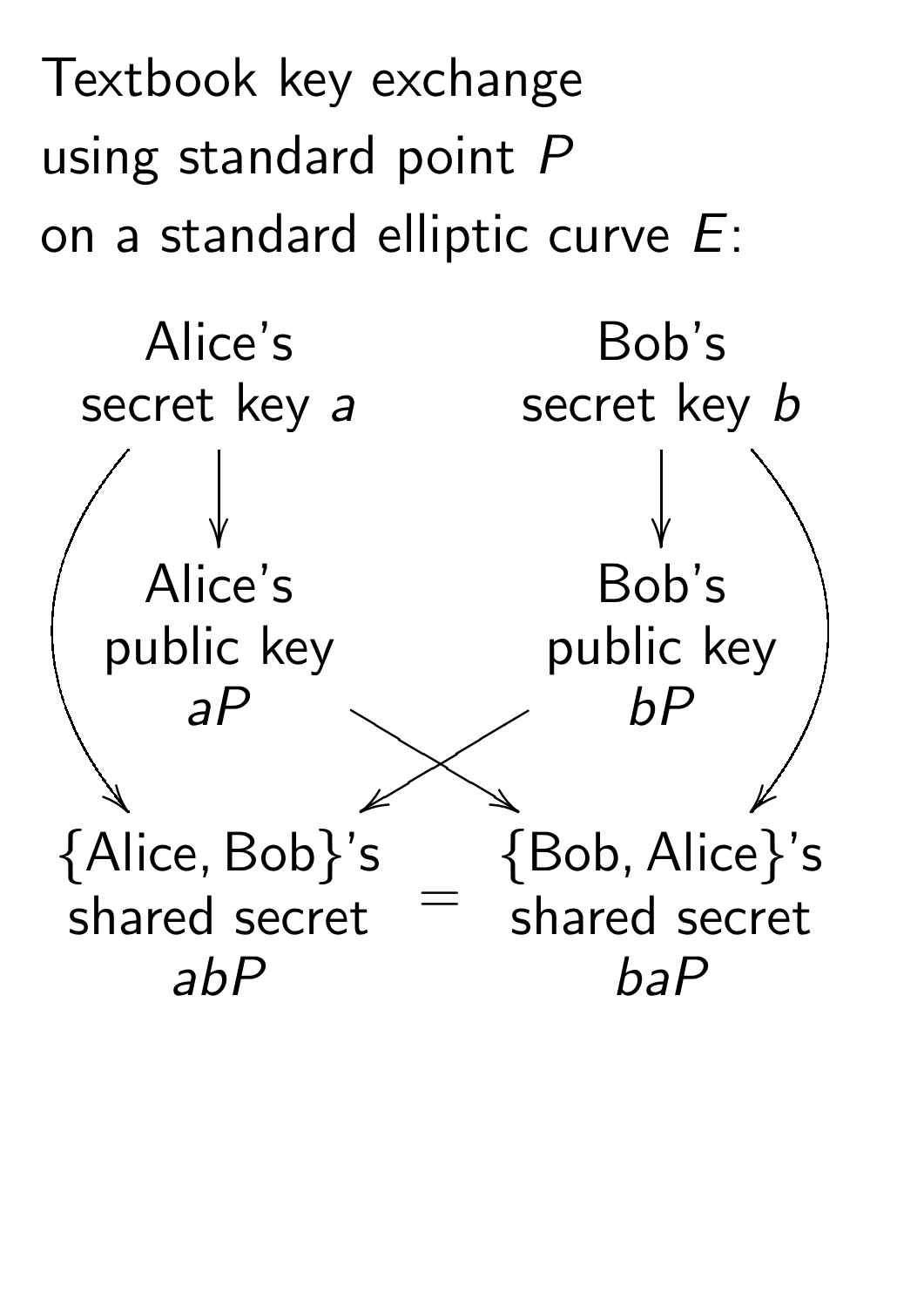Textbook key exchange
using standard point $P$
on a standard elliptic curve $E$:

Alice's
secret key $a$

Bob's
secret key $b$

Alice's
public key
$aP$

Bob's
public key
$bP$

$\{$Alice, Bob$\}$'s
shared secret
$abP$

$=$

$\{$Bob, Alice$\}$'s
shared secret
$baP$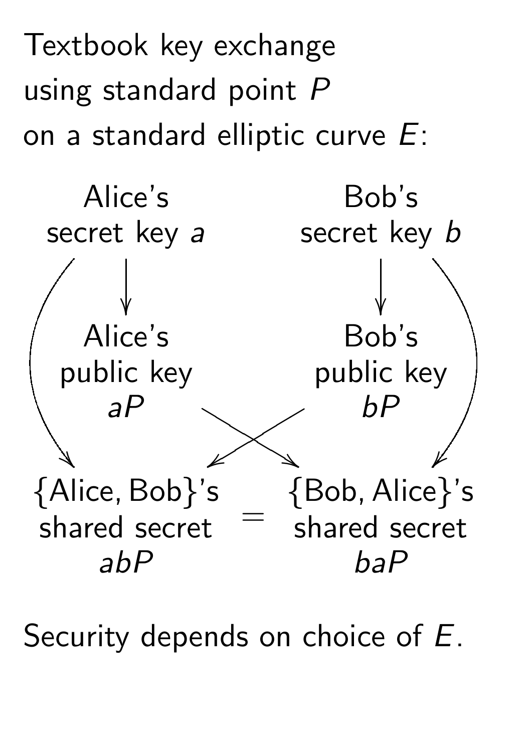Textbook key exchange
using standard point $P$
on a standard elliptic curve $E$:

| Alice's secret key $a$ | | Bob's secret key $b$ |
|---|---|---|
| Alice's public key $aP$ | | Bob's public key $bP$ |
| {Alice, Bob}'s shared secret $abP$ | $=$ | {Bob, Alice}'s shared secret $baP$ |

Security depends on choice of $E$.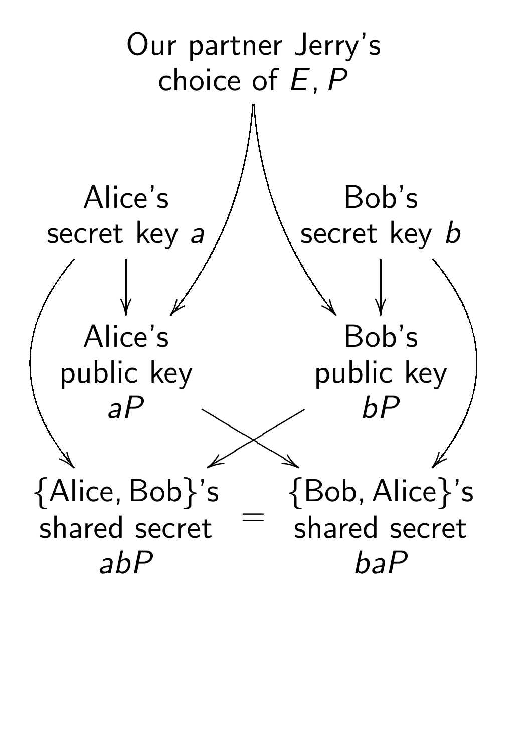Our partner Jerry's choice of $E, P$

Alice's secret key $a$

Bob's secret key $b$

Alice's public key $aP$

Bob's public key $bP$

{Alice, Bob}'s shared secret $abP$ = {Bob, Alice}'s shared secret $baP$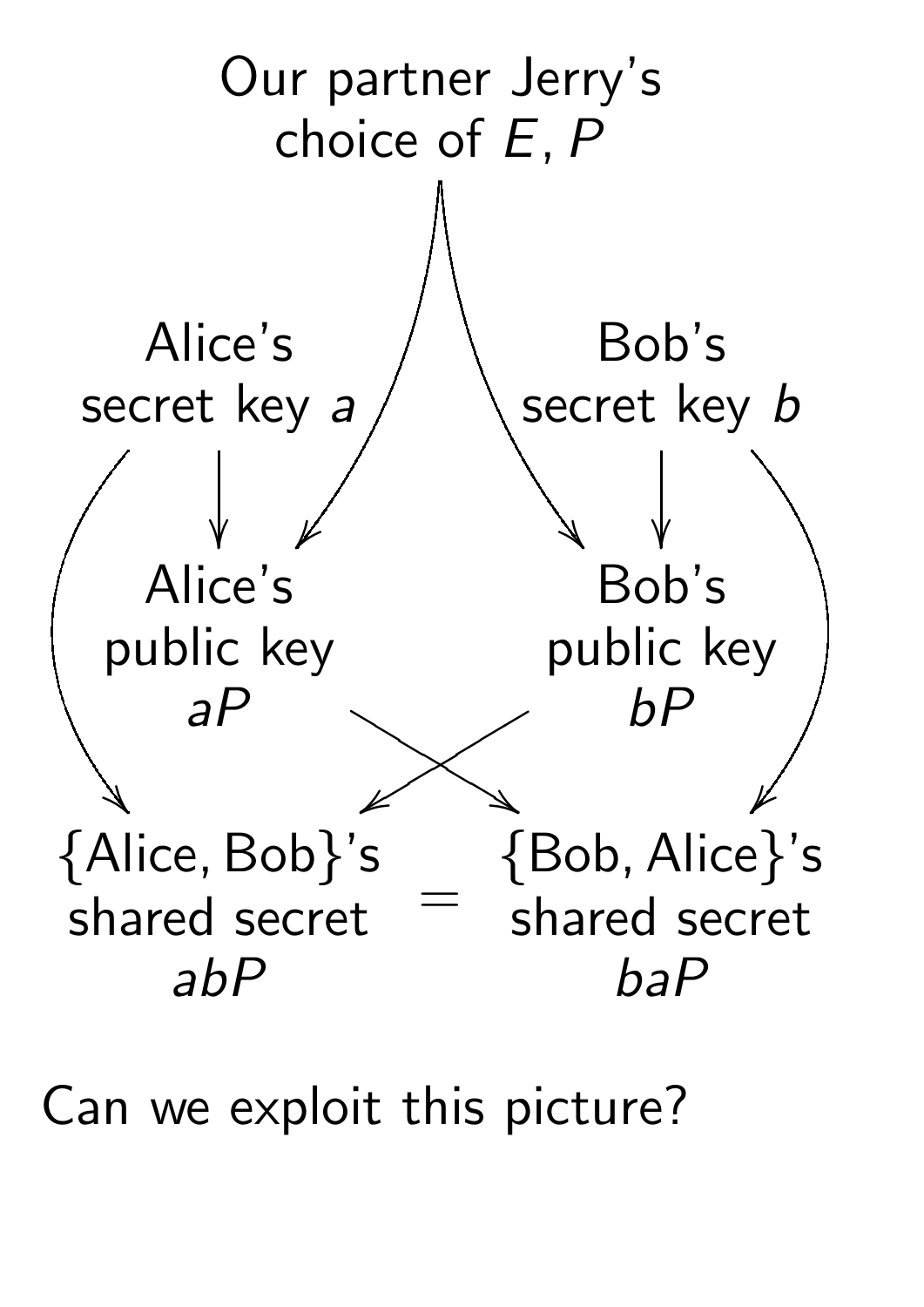Our partner Jerry's choice of $E, P$

Alice's secret key $a$

Bob's secret key $b$

Alice's public key $aP$

Bob's public key $bP$

{Alice, Bob}'s shared secret $abP$ $=$ {Bob, Alice}'s shared secret $baP$

Can we exploit this picture?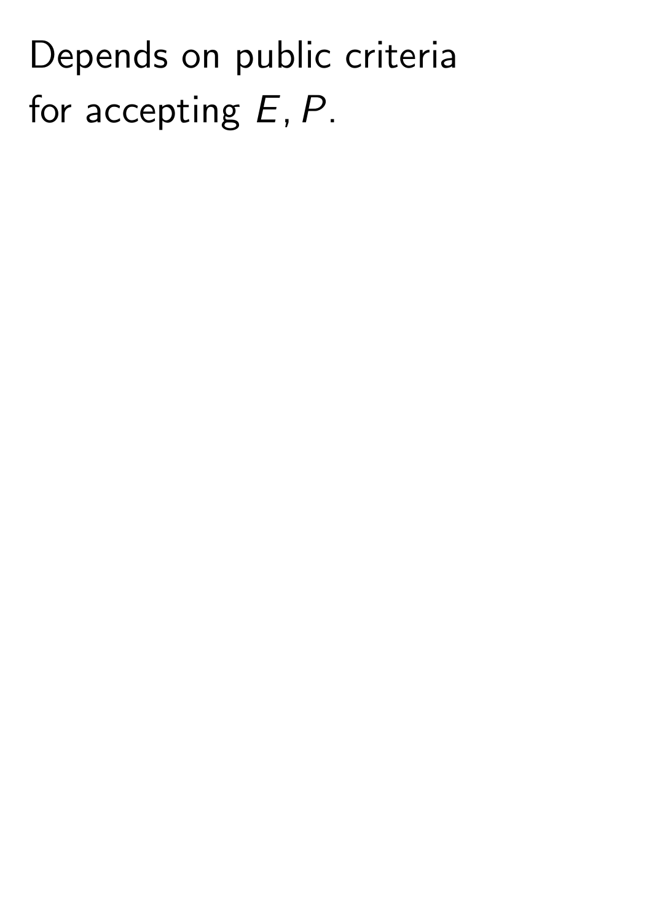Depends on public criteria for accepting $E, P$.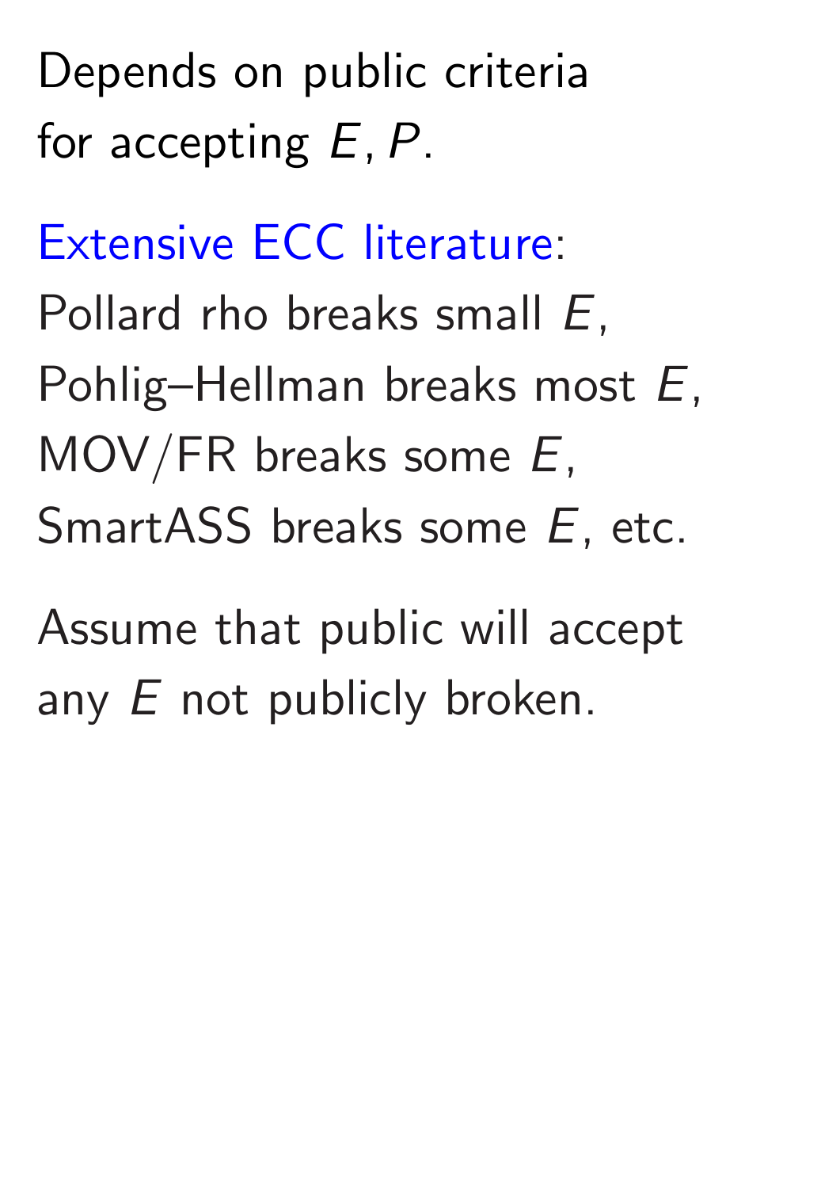Depends on public criteria
for accepting $E, P$.

Extensive ECC literature:
Pollard rho breaks small $E$,
Pohlig–Hellman breaks most $E$,
MOV/FR breaks some $E$,
SmartASS breaks some $E$, etc.

Assume that public will accept
any $E$ not publicly broken.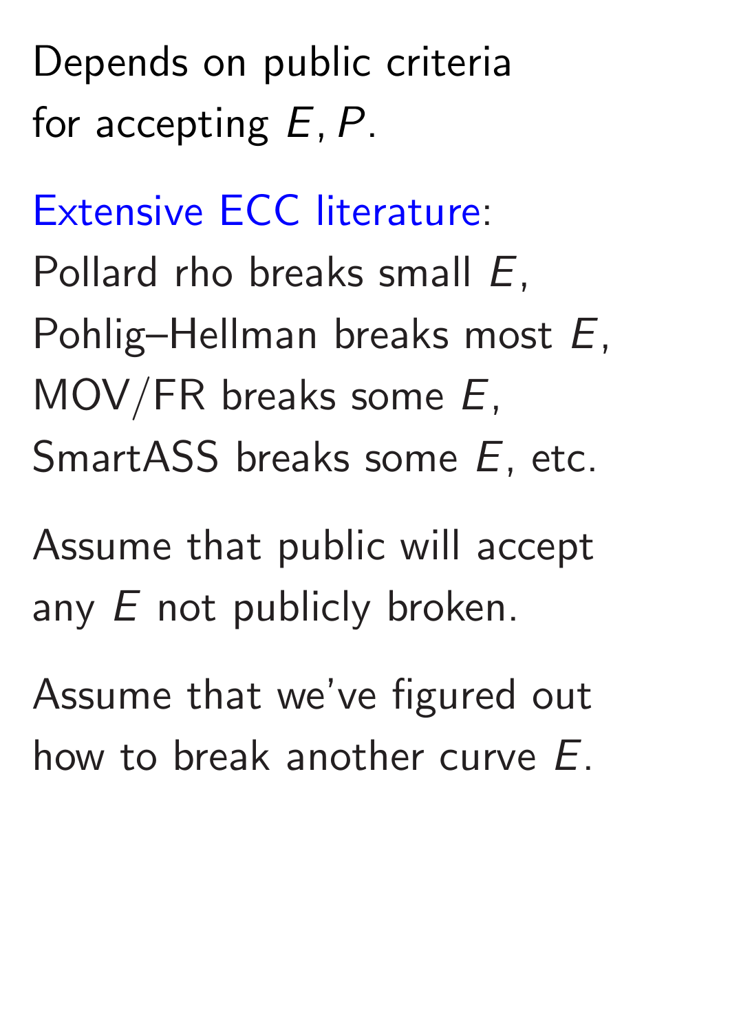Depends on public criteria
for accepting $E, P$.

Extensive ECC literature:
Pollard rho breaks small $E$,
Pohlig–Hellman breaks most $E$,
MOV/FR breaks some $E$,
SmartASS breaks some $E$, etc.

Assume that public will accept
any $E$ not publicly broken.

Assume that we've figured out
how to break another curve $E$.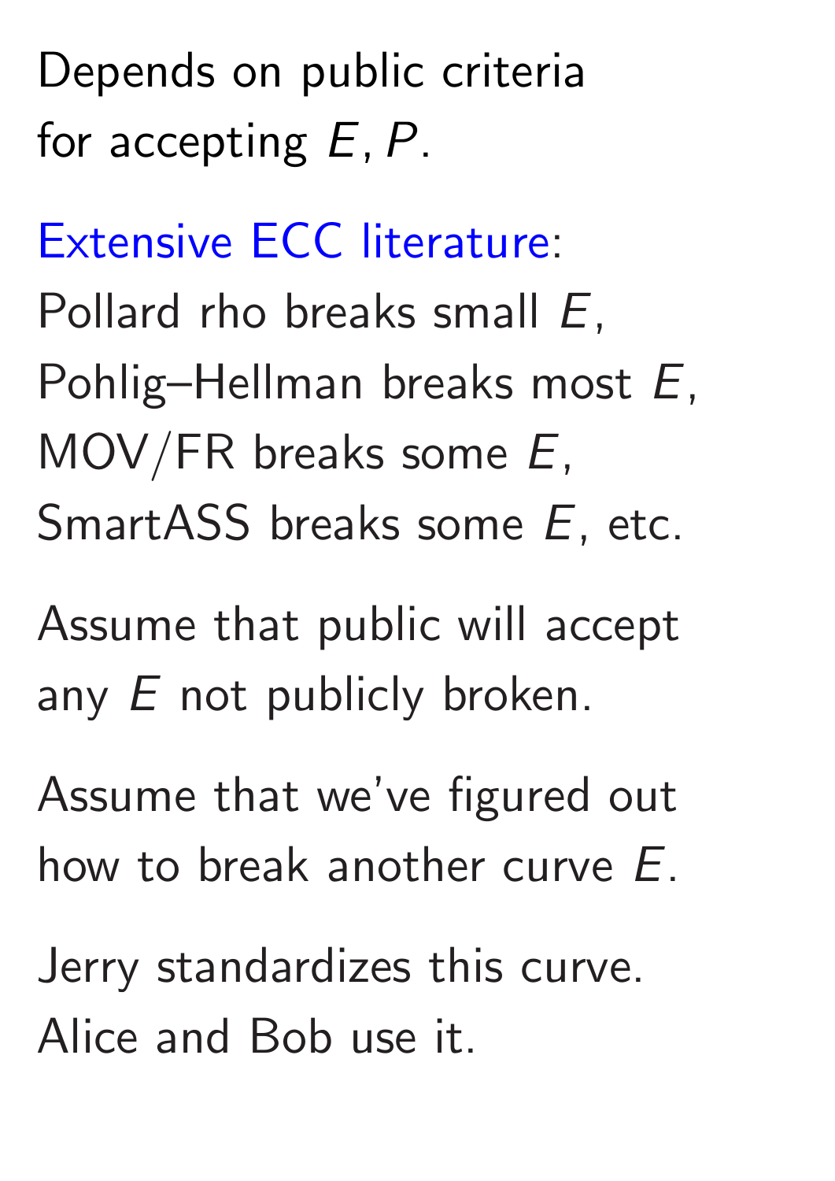Depends on public criteria
for accepting $E, P$.

Extensive ECC literature:
Pollard rho breaks small $E$,
Pohlig–Hellman breaks most $E$,
MOV/FR breaks some $E$,
SmartASS breaks some $E$, etc.

Assume that public will accept
any $E$ not publicly broken.

Assume that we've figured out
how to break another curve $E$.

Jerry standardizes this curve.
Alice and Bob use it.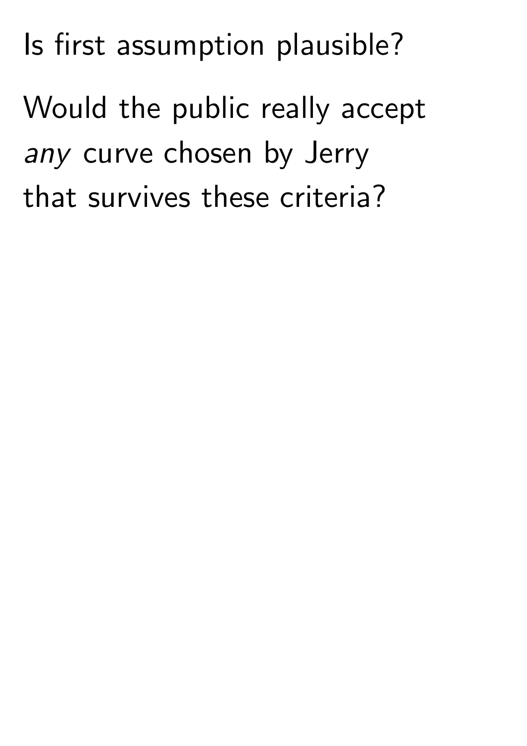Is first assumption plausible?

Would the public really accept *any* curve chosen by Jerry that survives these criteria?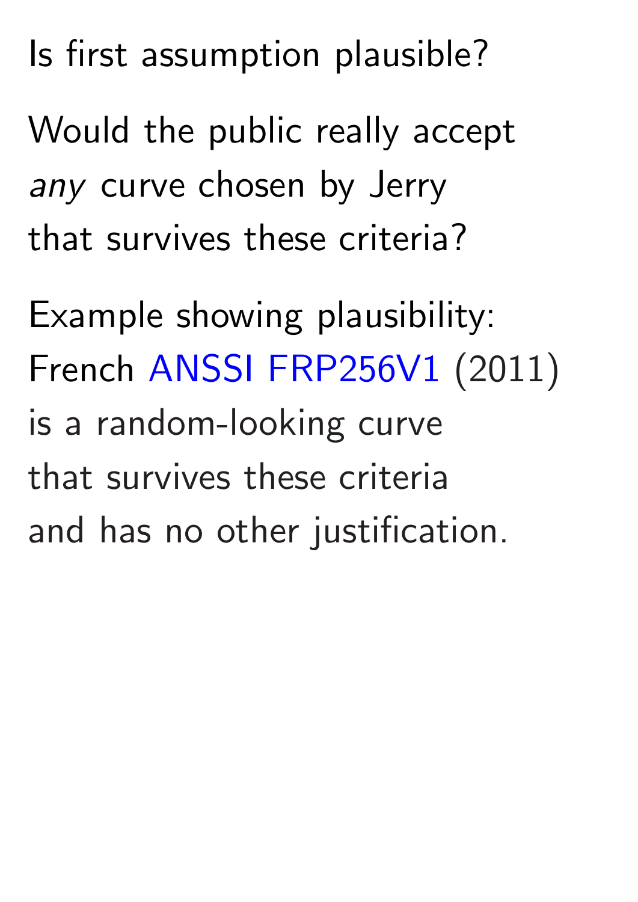Is first assumption plausible?

Would the public really accept *any* curve chosen by Jerry that survives these criteria?

Example showing plausibility: French ANSSI FRP256V1 (2011) is a random-looking curve that survives these criteria and has no other justification.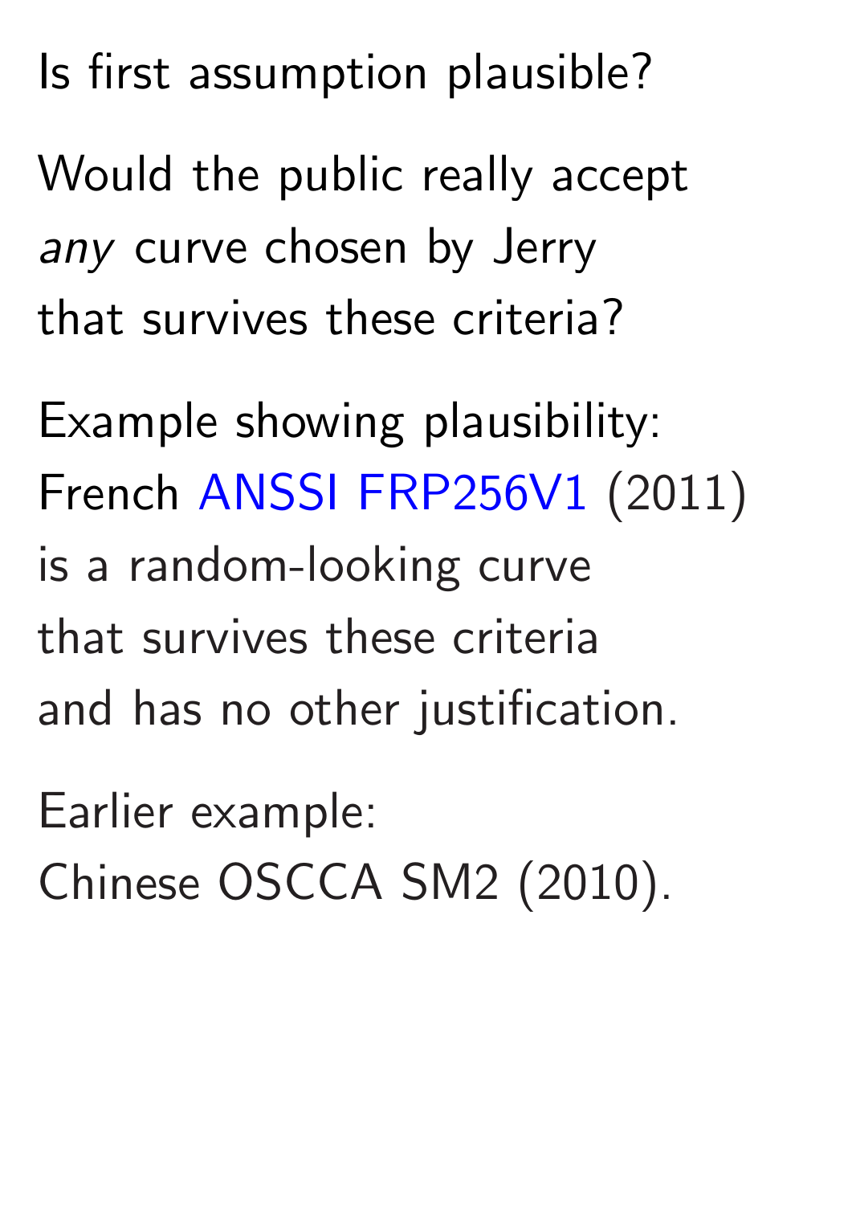Is first assumption plausible?

Would the public really accept *any* curve chosen by Jerry that survives these criteria?

Example showing plausibility: French ANSSI FRP256V1 (2011) is a random-looking curve that survives these criteria and has no other justification.

Earlier example: Chinese OSCCA SM2 (2010).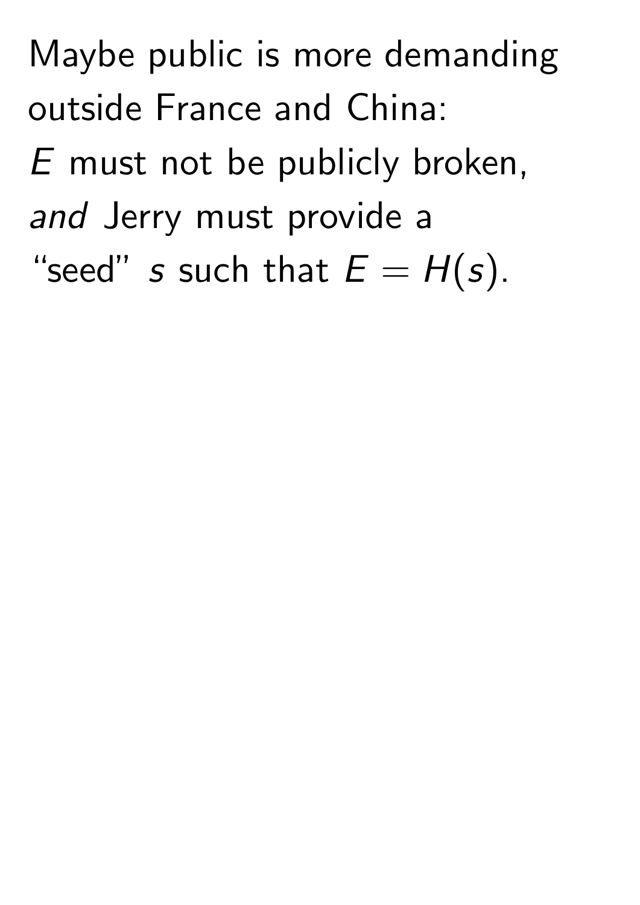Maybe public is more demanding outside France and China:
$E$ must not be publicly broken,
*and* Jerry must provide a "seed" $s$ such that $E = H(s)$.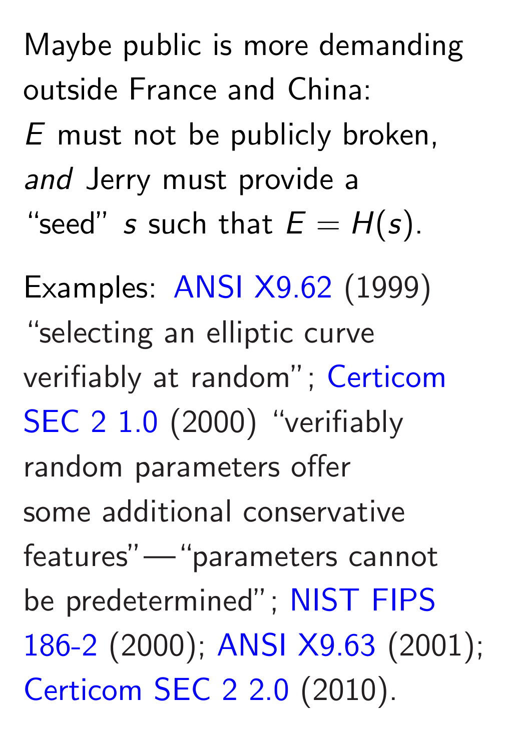Maybe public is more demanding outside France and China: $E$ must not be publicly broken, *and* Jerry must provide a "seed" $s$ such that $E = H(s)$.

Examples: ANSI X9.62 (1999) "selecting an elliptic curve verifiably at random"; Certicom SEC 2 1.0 (2000) "verifiably random parameters offer some additional conservative features"—"parameters cannot be predetermined"; NIST FIPS 186-2 (2000); ANSI X9.63 (2001); Certicom SEC 2 2.0 (2010).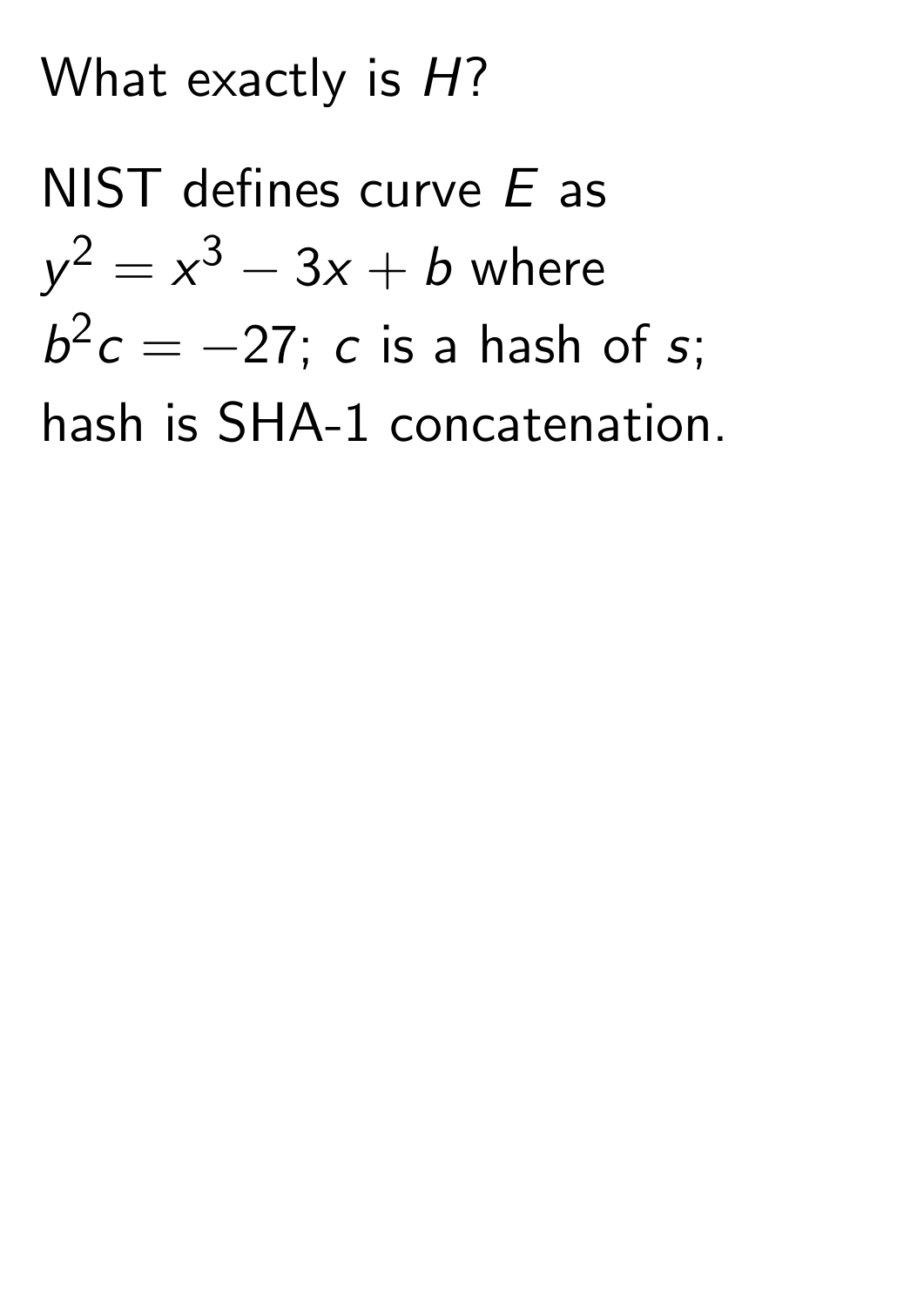What exactly is $H$?

NIST defines curve $E$ as $y^2 = x^3 - 3x + b$ where $b^2c = -27$; $c$ is a hash of $s$; hash is SHA-1 concatenation.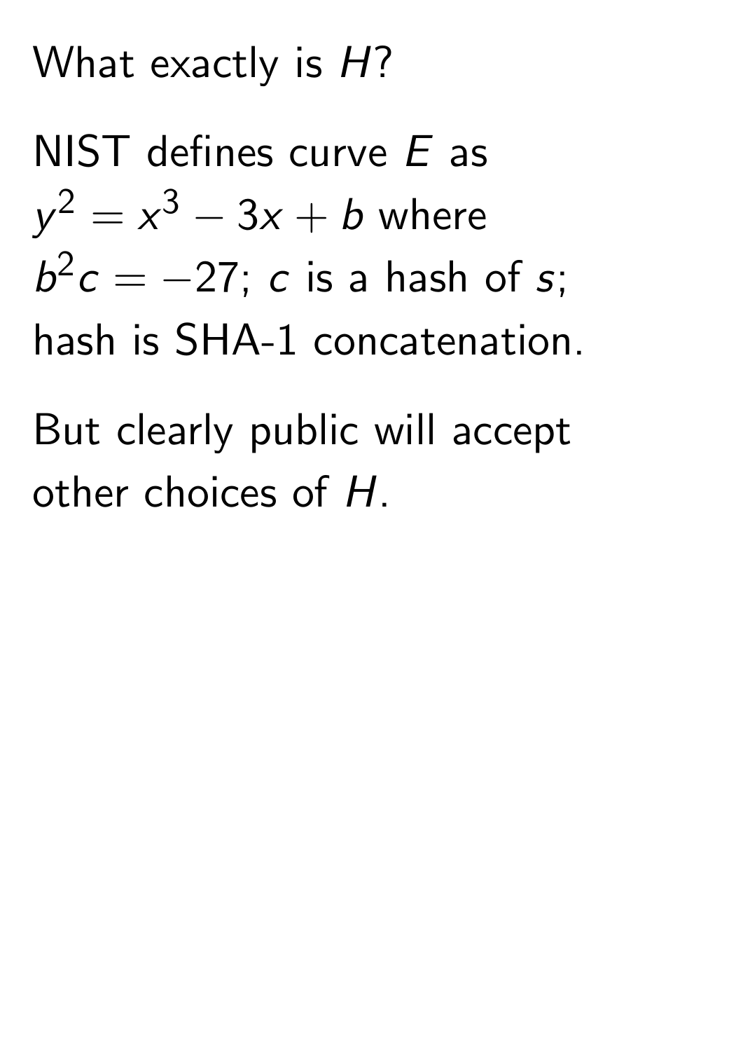What exactly is $H$?

NIST defines curve $E$ as $y^2 = x^3 - 3x + b$ where $b^2 c = -27$; $c$ is a hash of $s$; hash is SHA-1 concatenation.

But clearly public will accept other choices of $H$.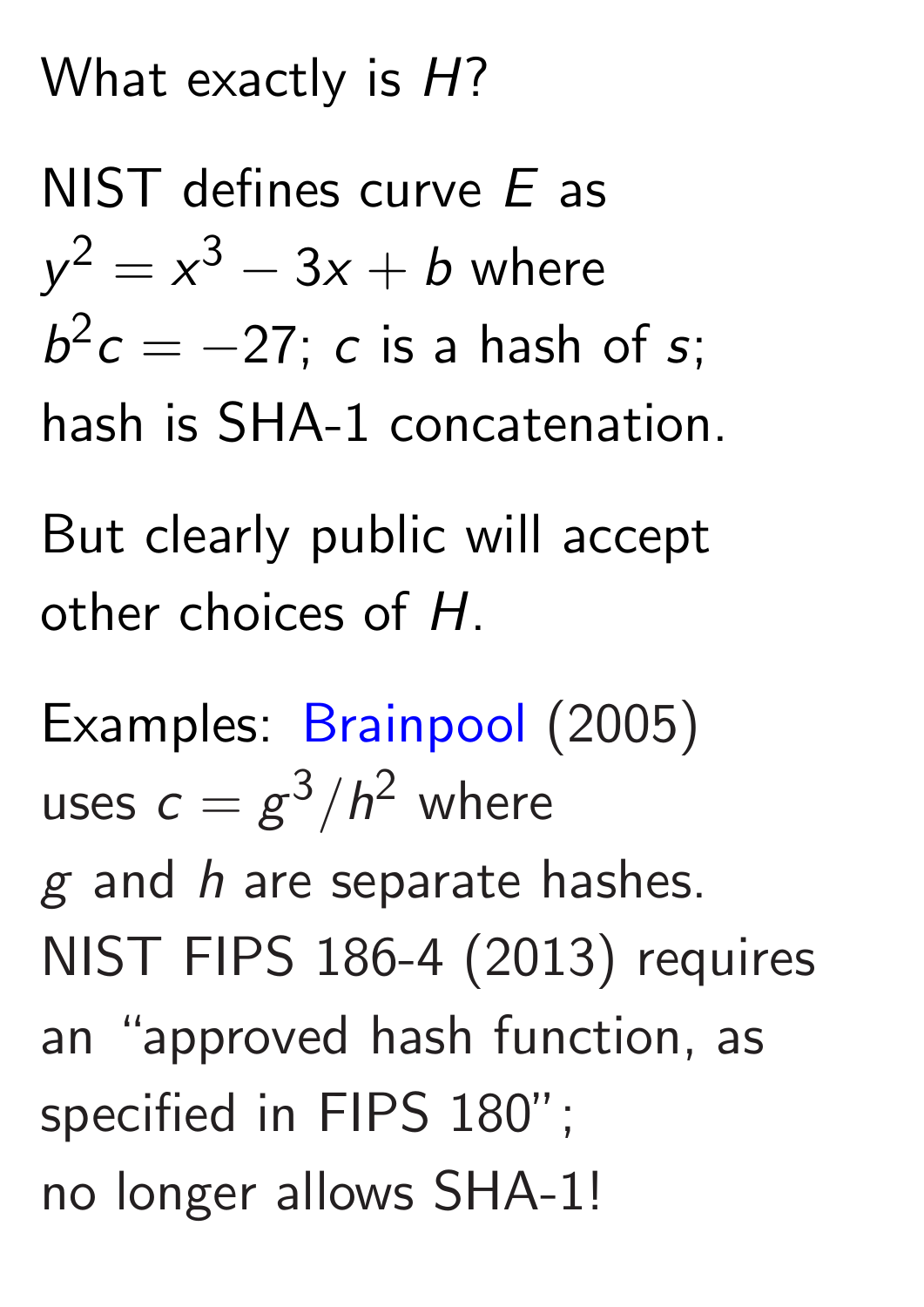What exactly is $H$?

NIST defines curve $E$ as $y^2 = x^3 - 3x + b$ where $b^2c = -27$; $c$ is a hash of $s$; hash is SHA-1 concatenation.

But clearly public will accept other choices of $H$.

Examples: Brainpool (2005) uses $c = g^3/h^2$ where $g$ and $h$ are separate hashes. NIST FIPS 186-4 (2013) requires an "approved hash function, as specified in FIPS 180"; no longer allows SHA-1!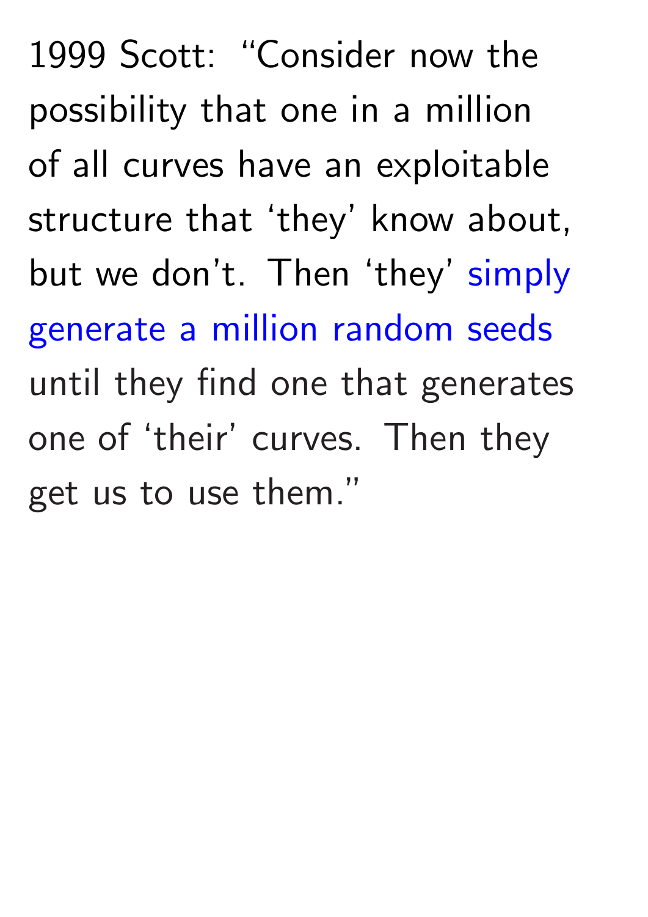1999 Scott: "Consider now the possibility that one in a million of all curves have an exploitable structure that 'they' know about, but we don't. Then 'they' simply generate a million random seeds until they find one that generates one of 'their' curves. Then they get us to use them."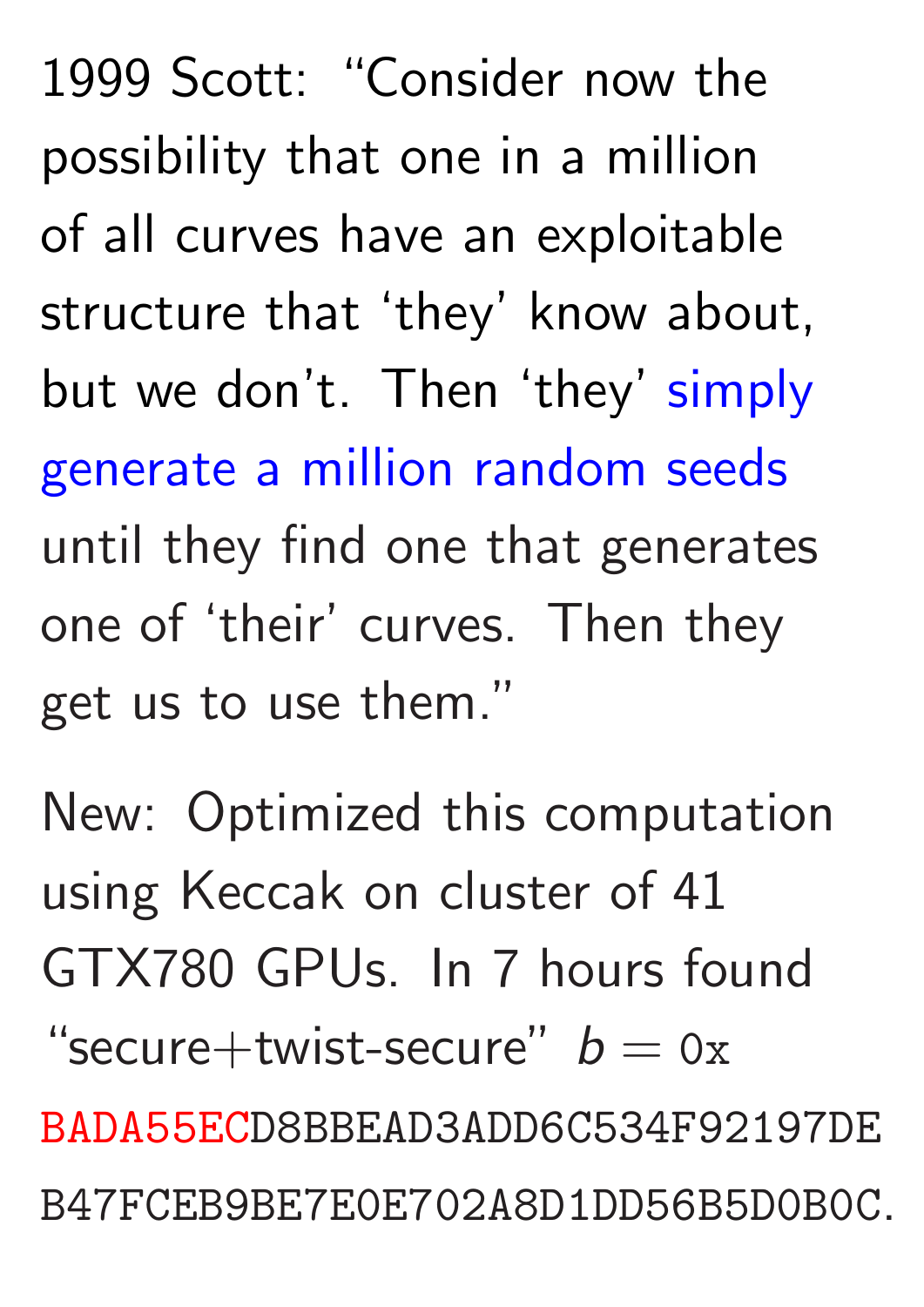1999 Scott: "Consider now the possibility that one in a million of all curves have an exploitable structure that 'they' know about, but we don't. Then 'they' simply generate a million random seeds until they find one that generates one of 'their' curves. Then they get us to use them."

New: Optimized this computation using Keccak on cluster of 41 GTX780 GPUs. In 7 hours found "secure+twist-secure" $b =$ `0x` `BADA55ECD8BBEAD3ADD6C534F92197DE` `B47FCEB9BE7E0E702A8D1DD56B5D0B0C`.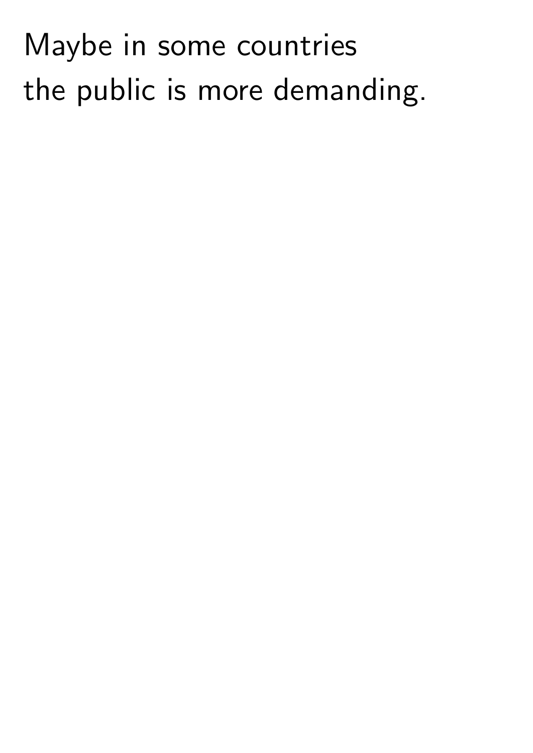Maybe in some countries
the public is more demanding.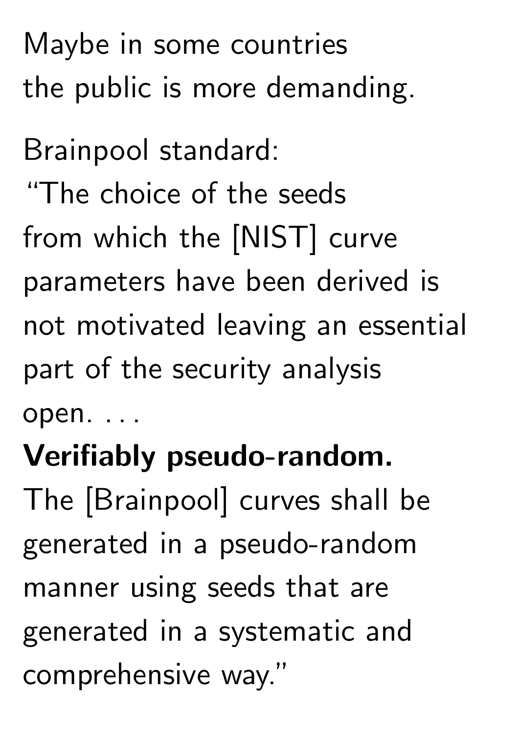Maybe in some countries the public is more demanding.

Brainpool standard:
"The choice of the seeds from which the [NIST] curve parameters have been derived is not motivated leaving an essential part of the security analysis open. . . .
**Verifiably pseudo-random.** The [Brainpool] curves shall be generated in a pseudo-random manner using seeds that are generated in a systematic and comprehensive way."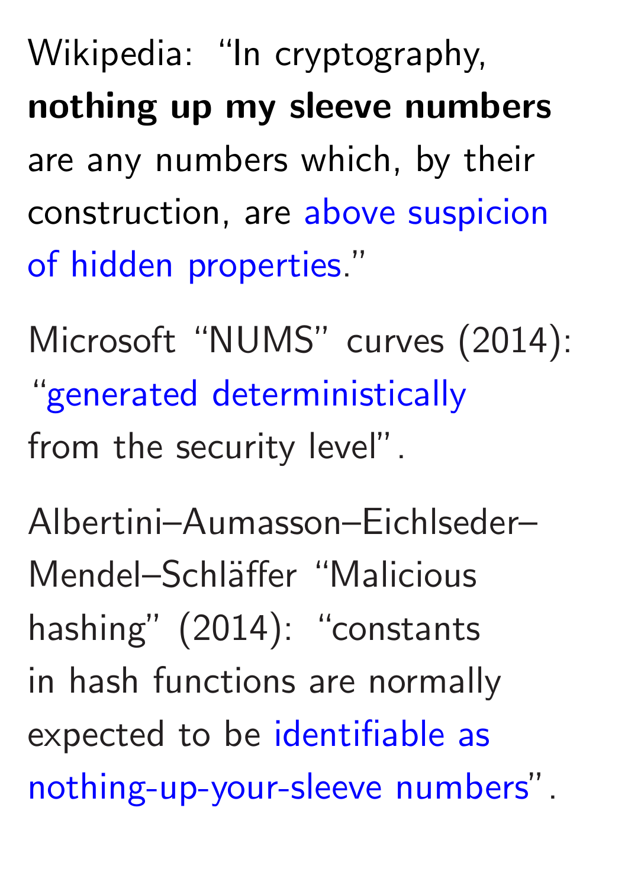Wikipedia: "In cryptography, **nothing up my sleeve numbers** are any numbers which, by their construction, are above suspicion of hidden properties."

Microsoft "NUMS" curves (2014): "generated deterministically from the security level".

Albertini–Aumasson–Eichlseder–Mendel–Schläffer "Malicious hashing" (2014): "constants in hash functions are normally expected to be identifiable as nothing-up-your-sleeve numbers".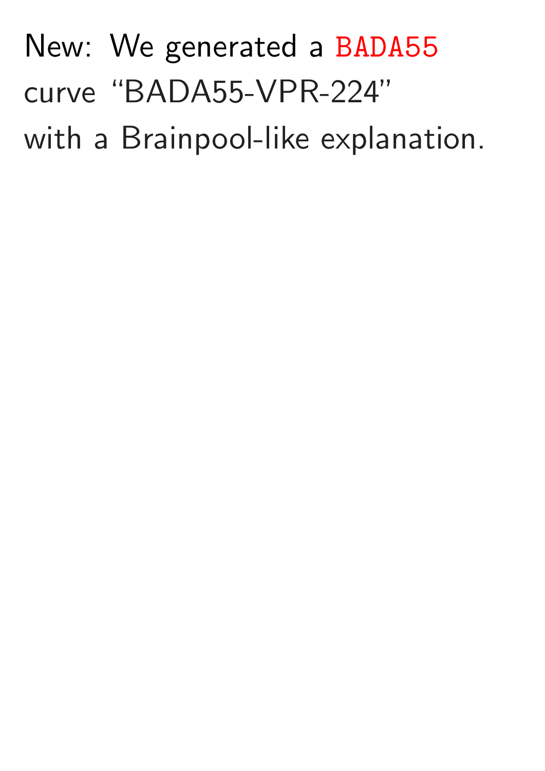New: We generated a `BADA55` curve "BADA55-VPR-224" with a Brainpool-like explanation.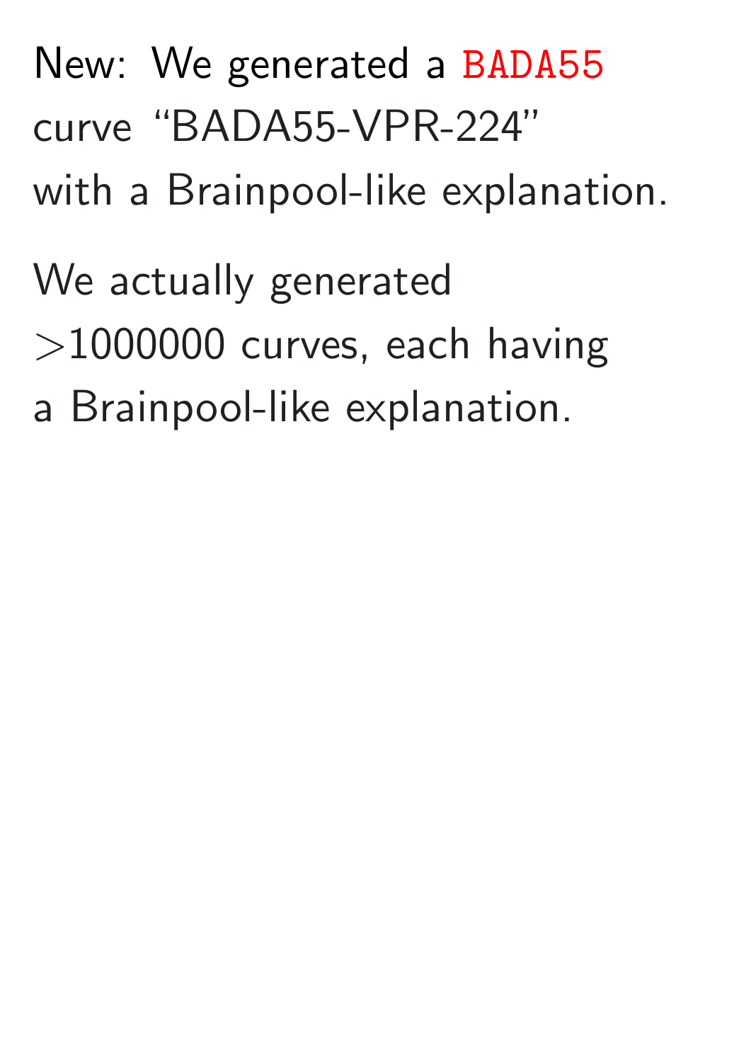New: We generated a `BADA55` curve “BADA55-VPR-224” with a Brainpool-like explanation.

We actually generated >1000000 curves, each having a Brainpool-like explanation.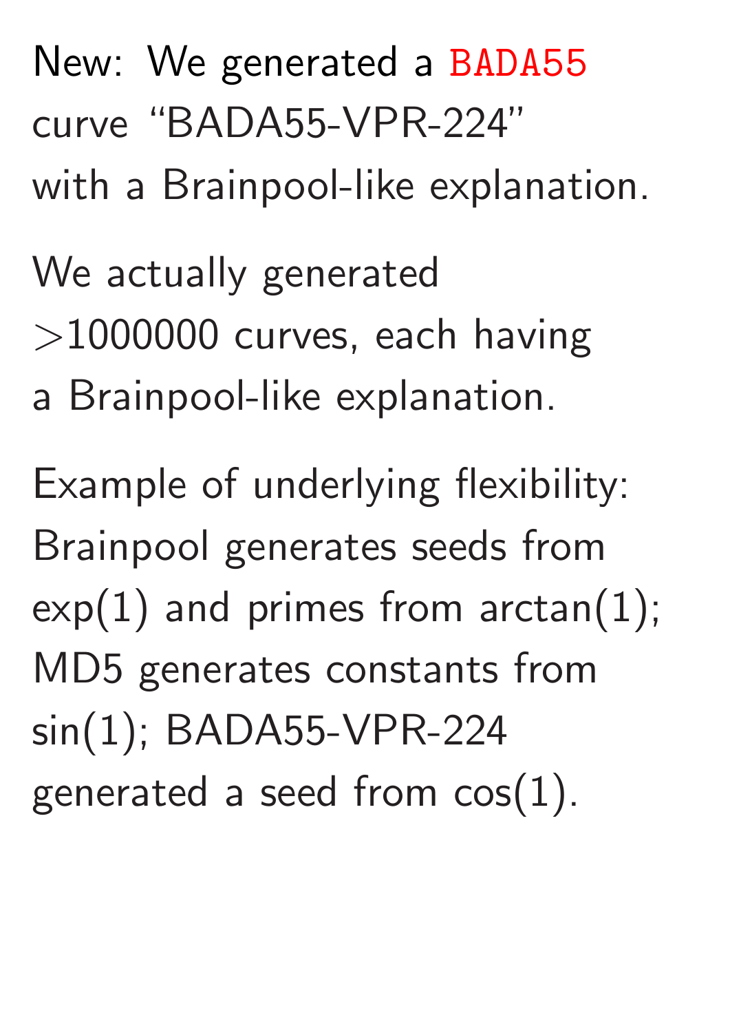New: We generated a `BADA55` curve "BADA55-VPR-224" with a Brainpool-like explanation.

We actually generated $>$1000000 curves, each having a Brainpool-like explanation.

Example of underlying flexibility: Brainpool generates seeds from exp(1) and primes from arctan(1); MD5 generates constants from sin(1); BADA55-VPR-224 generated a seed from cos(1).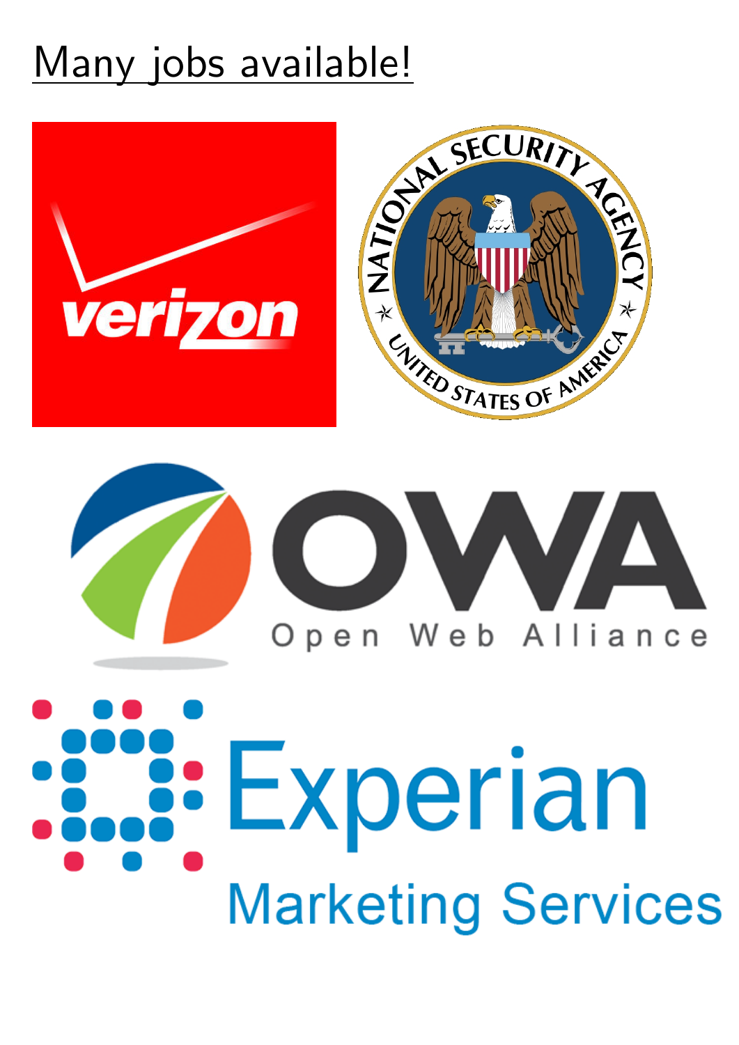# Many jobs available!

verizon

NATIONAL SECURITY AGENCY

UNITED STATES OF AMERICA

OWA

Open Web Alliance

Experian

Marketing Services